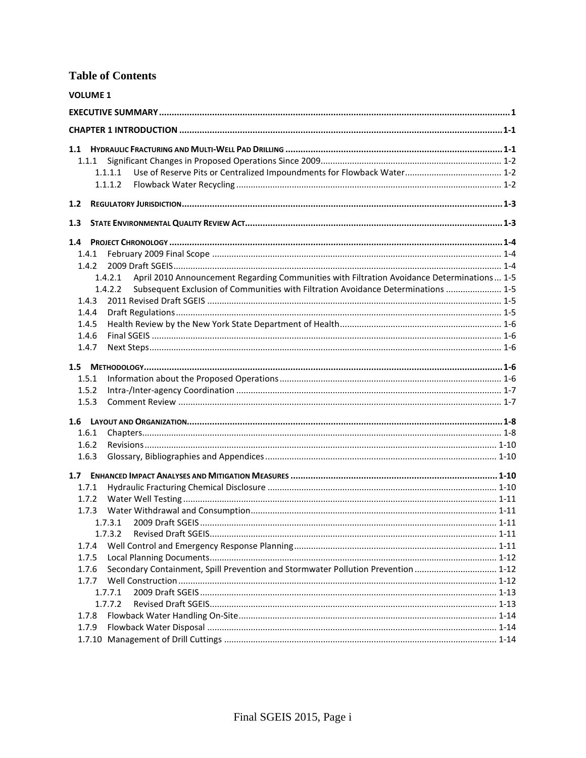# Table of Contents

**VOLUME 1**

**EXECUTIVE SUMMARY** ........ 1

**CHAPTER 1 INTRODUCTION** ........ 1-1

**1.1 HYDRAULIC FRACTURING AND MULTI-WELL PAD DRILLING** ........ 1-1
- 1.1.1 Significant Changes in Proposed Operations Since 2009 ........ 1-2
  - 1.1.1.1 Use of Reserve Pits or Centralized Impoundments for Flowback Water ........ 1-2
  - 1.1.1.2 Flowback Water Recycling ........ 1-2

**1.2 REGULATORY JURISDICTION** ........ 1-3

**1.3 STATE ENVIRONMENTAL QUALITY REVIEW ACT** ........ 1-3

**1.4 PROJECT CHRONOLOGY** ........ 1-4
- 1.4.1 February 2009 Final Scope ........ 1-4
- 1.4.2 2009 Draft SGEIS ........ 1-4
  - 1.4.2.1 April 2010 Announcement Regarding Communities with Filtration Avoidance Determinations ... 1-5
  - 1.4.2.2 Subsequent Exclusion of Communities with Filtration Avoidance Determinations ........ 1-5
- 1.4.3 2011 Revised Draft SGEIS ........ 1-5
- 1.4.4 Draft Regulations ........ 1-5
- 1.4.5 Health Review by the New York State Department of Health ........ 1-6
- 1.4.6 Final SGEIS ........ 1-6
- 1.4.7 Next Steps ........ 1-6

**1.5 METHODOLOGY** ........ 1-6
- 1.5.1 Information about the Proposed Operations ........ 1-6
- 1.5.2 Intra-/Inter-agency Coordination ........ 1-7
- 1.5.3 Comment Review ........ 1-7

**1.6 LAYOUT AND ORGANIZATION** ........ 1-8
- 1.6.1 Chapters ........ 1-8
- 1.6.2 Revisions ........ 1-10
- 1.6.3 Glossary, Bibliographies and Appendices ........ 1-10

**1.7 ENHANCED IMPACT ANALYSES AND MITIGATION MEASURES** ........ 1-10
- 1.7.1 Hydraulic Fracturing Chemical Disclosure ........ 1-10
- 1.7.2 Water Well Testing ........ 1-11
- 1.7.3 Water Withdrawal and Consumption ........ 1-11
  - 1.7.3.1 2009 Draft SGEIS ........ 1-11
  - 1.7.3.2 Revised Draft SGEIS ........ 1-11
- 1.7.4 Well Control and Emergency Response Planning ........ 1-11
- 1.7.5 Local Planning Documents ........ 1-12
- 1.7.6 Secondary Containment, Spill Prevention and Stormwater Pollution Prevention ........ 1-12
- 1.7.7 Well Construction ........ 1-12
  - 1.7.7.1 2009 Draft SGEIS ........ 1-13
  - 1.7.7.2 Revised Draft SGEIS ........ 1-13
- 1.7.8 Flowback Water Handling On-Site ........ 1-14
- 1.7.9 Flowback Water Disposal ........ 1-14
- 1.7.10 Management of Drill Cuttings ........ 1-14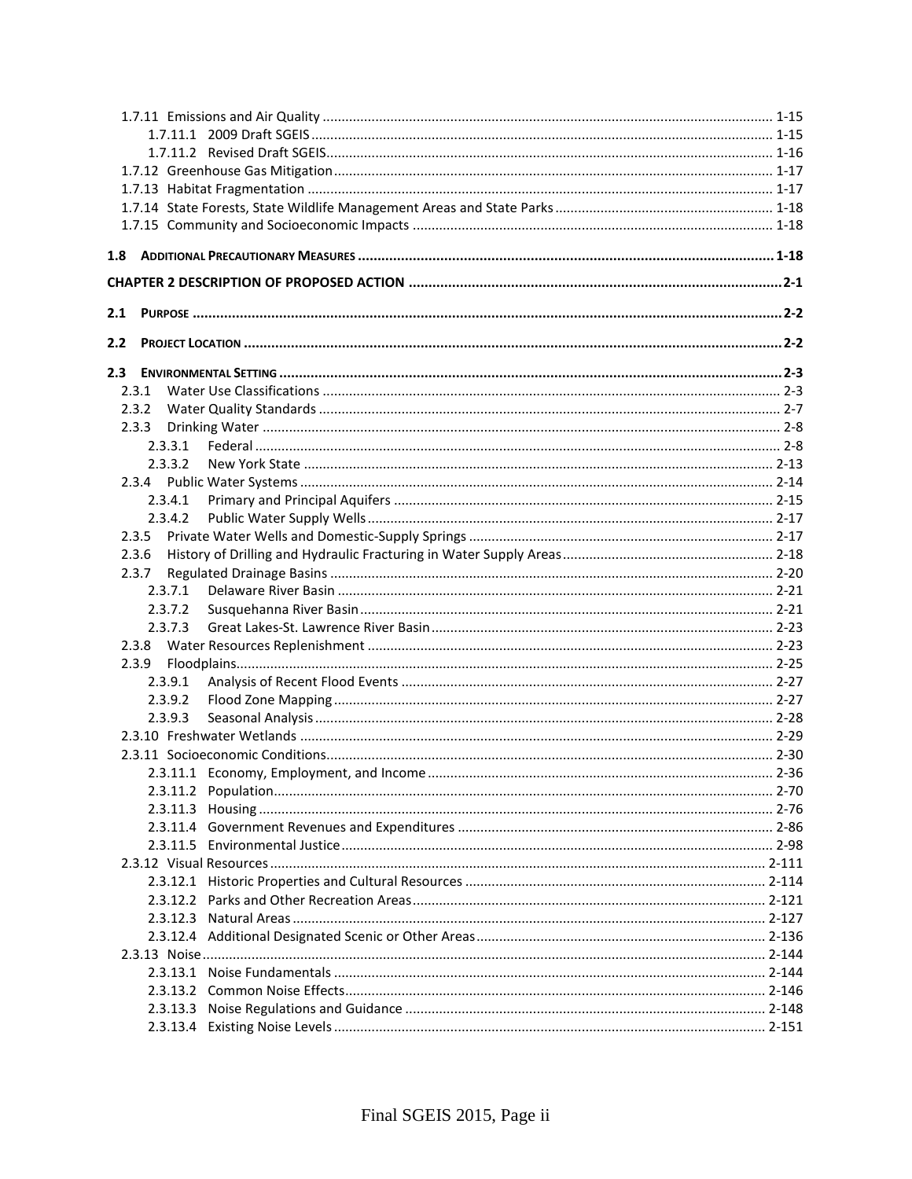1.7.11 Emissions and Air Quality ..... 1-15
  1.7.11.1 2009 Draft SGEIS ..... 1-15
  1.7.11.2 Revised Draft SGEIS ..... 1-16
1.7.12 Greenhouse Gas Mitigation ..... 1-17
1.7.13 Habitat Fragmentation ..... 1-17
1.7.14 State Forests, State Wildlife Management Areas and State Parks ..... 1-18
1.7.15 Community and Socioeconomic Impacts ..... 1-18

**1.8 ADDITIONAL PRECAUTIONARY MEASURES ..... 1-18**

**CHAPTER 2 DESCRIPTION OF PROPOSED ACTION ..... 2-1**

**2.1 PURPOSE ..... 2-2**

**2.2 PROJECT LOCATION ..... 2-2**

**2.3 ENVIRONMENTAL SETTING ..... 2-3**
2.3.1 Water Use Classifications ..... 2-3
2.3.2 Water Quality Standards ..... 2-7
2.3.3 Drinking Water ..... 2-8
  2.3.3.1 Federal ..... 2-8
  2.3.3.2 New York State ..... 2-13
2.3.4 Public Water Systems ..... 2-14
  2.3.4.1 Primary and Principal Aquifers ..... 2-15
  2.3.4.2 Public Water Supply Wells ..... 2-17
2.3.5 Private Water Wells and Domestic-Supply Springs ..... 2-17
2.3.6 History of Drilling and Hydraulic Fracturing in Water Supply Areas ..... 2-18
2.3.7 Regulated Drainage Basins ..... 2-20
  2.3.7.1 Delaware River Basin ..... 2-21
  2.3.7.2 Susquehanna River Basin ..... 2-21
  2.3.7.3 Great Lakes-St. Lawrence River Basin ..... 2-23
2.3.8 Water Resources Replenishment ..... 2-23
2.3.9 Floodplains ..... 2-25
  2.3.9.1 Analysis of Recent Flood Events ..... 2-27
  2.3.9.2 Flood Zone Mapping ..... 2-27
  2.3.9.3 Seasonal Analysis ..... 2-28
2.3.10 Freshwater Wetlands ..... 2-29
2.3.11 Socioeconomic Conditions ..... 2-30
  2.3.11.1 Economy, Employment, and Income ..... 2-36
  2.3.11.2 Population ..... 2-70
  2.3.11.3 Housing ..... 2-76
  2.3.11.4 Government Revenues and Expenditures ..... 2-86
  2.3.11.5 Environmental Justice ..... 2-98
2.3.12 Visual Resources ..... 2-111
  2.3.12.1 Historic Properties and Cultural Resources ..... 2-114
  2.3.12.2 Parks and Other Recreation Areas ..... 2-121
  2.3.12.3 Natural Areas ..... 2-127
  2.3.12.4 Additional Designated Scenic or Other Areas ..... 2-136
2.3.13 Noise ..... 2-144
  2.3.13.1 Noise Fundamentals ..... 2-144
  2.3.13.2 Common Noise Effects ..... 2-146
  2.3.13.3 Noise Regulations and Guidance ..... 2-148
  2.3.13.4 Existing Noise Levels ..... 2-151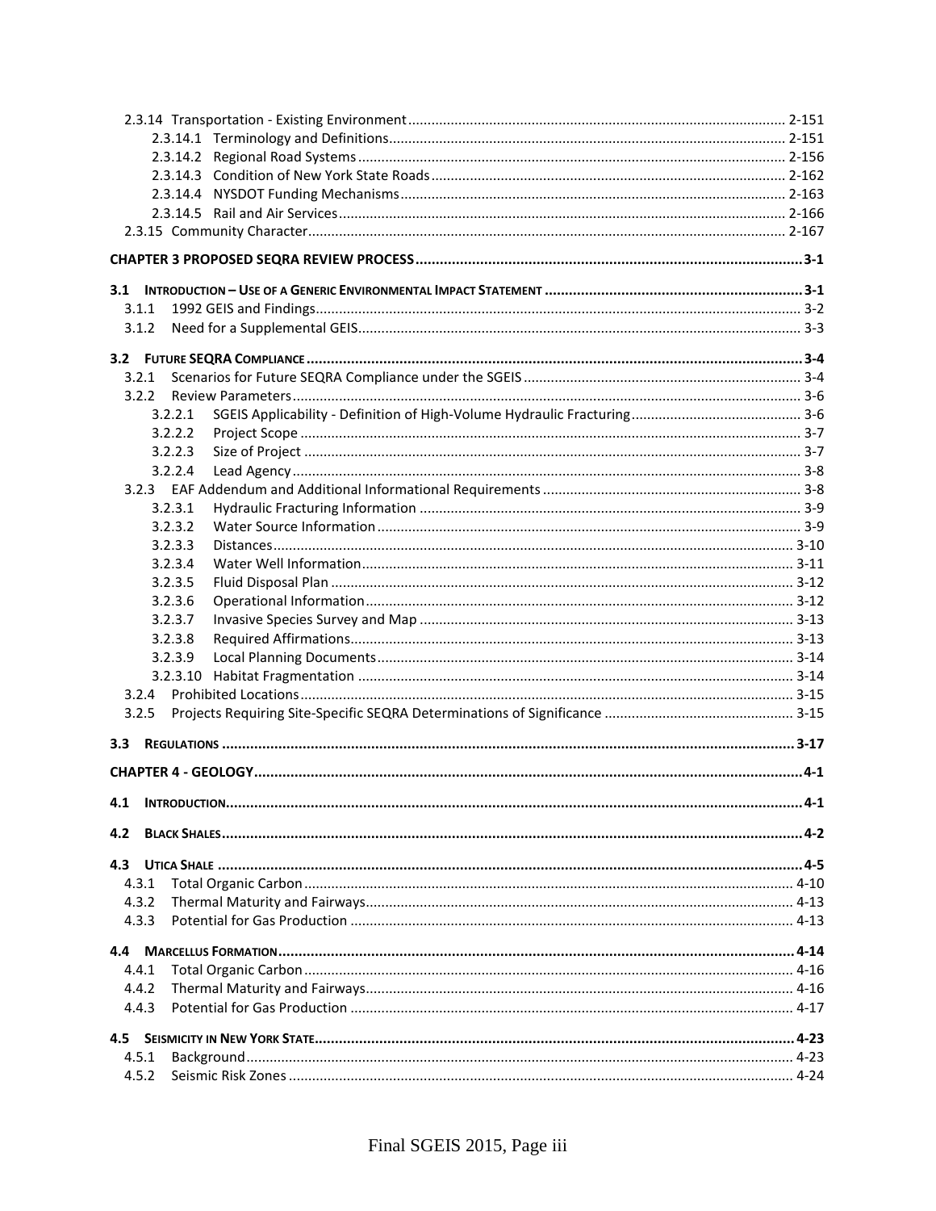2.3.14 Transportation - Existing Environment ........ 2-151

- 2.3.14.1 Terminology and Definitions ........ 2-151
- 2.3.14.2 Regional Road Systems ........ 2-156
- 2.3.14.3 Condition of New York State Roads ........ 2-162
- 2.3.14.4 NYSDOT Funding Mechanisms ........ 2-163
- 2.3.14.5 Rail and Air Services ........ 2-166

2.3.15 Community Character ........ 2-167

**CHAPTER 3 PROPOSED SEQRA REVIEW PROCESS ........ 3-1**

**3.1 INTRODUCTION – USE OF A GENERIC ENVIRONMENTAL IMPACT STATEMENT ........ 3-1**

- 3.1.1 1992 GEIS and Findings ........ 3-2
- 3.1.2 Need for a Supplemental GEIS ........ 3-3

**3.2 FUTURE SEQRA COMPLIANCE ........ 3-4**

- 3.2.1 Scenarios for Future SEQRA Compliance under the SGEIS ........ 3-4
- 3.2.2 Review Parameters ........ 3-6
  - 3.2.2.1 SGEIS Applicability - Definition of High-Volume Hydraulic Fracturing ........ 3-6
  - 3.2.2.2 Project Scope ........ 3-7
  - 3.2.2.3 Size of Project ........ 3-7
  - 3.2.2.4 Lead Agency ........ 3-8
- 3.2.3 EAF Addendum and Additional Informational Requirements ........ 3-8
  - 3.2.3.1 Hydraulic Fracturing Information ........ 3-9
  - 3.2.3.2 Water Source Information ........ 3-9
  - 3.2.3.3 Distances ........ 3-10
  - 3.2.3.4 Water Well Information ........ 3-11
  - 3.2.3.5 Fluid Disposal Plan ........ 3-12
  - 3.2.3.6 Operational Information ........ 3-12
  - 3.2.3.7 Invasive Species Survey and Map ........ 3-13
  - 3.2.3.8 Required Affirmations ........ 3-13
  - 3.2.3.9 Local Planning Documents ........ 3-14
  - 3.2.3.10 Habitat Fragmentation ........ 3-14
- 3.2.4 Prohibited Locations ........ 3-15
- 3.2.5 Projects Requiring Site-Specific SEQRA Determinations of Significance ........ 3-15

**3.3 REGULATIONS ........ 3-17**

**CHAPTER 4 - GEOLOGY ........ 4-1**

**4.1 INTRODUCTION ........ 4-1**

**4.2 BLACK SHALES ........ 4-2**

**4.3 UTICA SHALE ........ 4-5**

- 4.3.1 Total Organic Carbon ........ 4-10
- 4.3.2 Thermal Maturity and Fairways ........ 4-13
- 4.3.3 Potential for Gas Production ........ 4-13

**4.4 MARCELLUS FORMATION ........ 4-14**

- 4.4.1 Total Organic Carbon ........ 4-16
- 4.4.2 Thermal Maturity and Fairways ........ 4-16
- 4.4.3 Potential for Gas Production ........ 4-17

**4.5 SEISMICITY IN NEW YORK STATE ........ 4-23**

- 4.5.1 Background ........ 4-23
- 4.5.2 Seismic Risk Zones ........ 4-24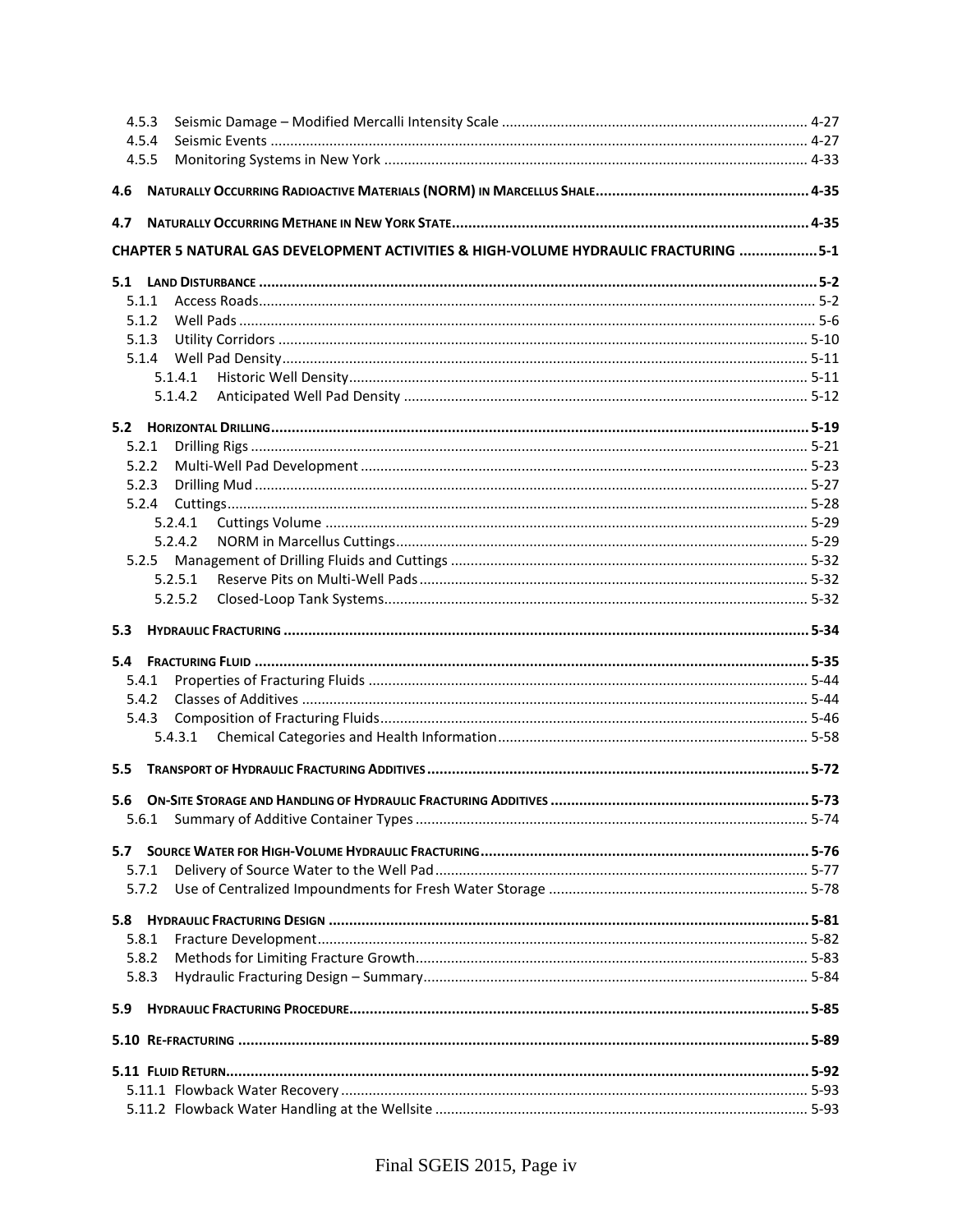4.5.3 Seismic Damage – Modified Mercalli Intensity Scale ... 4-27
4.5.4 Seismic Events ... 4-27
4.5.5 Monitoring Systems in New York ... 4-33

**4.6 NATURALLY OCCURRING RADIOACTIVE MATERIALS (NORM) IN MARCELLUS SHALE ... 4-35**

**4.7 NATURALLY OCCURRING METHANE IN NEW YORK STATE ... 4-35**

**CHAPTER 5 NATURAL GAS DEVELOPMENT ACTIVITIES & HIGH-VOLUME HYDRAULIC FRACTURING ... 5-1**

**5.1 LAND DISTURBANCE ... 5-2**
5.1.1 Access Roads ... 5-2
5.1.2 Well Pads ... 5-6
5.1.3 Utility Corridors ... 5-10
5.1.4 Well Pad Density ... 5-11
5.1.4.1 Historic Well Density ... 5-11
5.1.4.2 Anticipated Well Pad Density ... 5-12

**5.2 HORIZONTAL DRILLING ... 5-19**
5.2.1 Drilling Rigs ... 5-21
5.2.2 Multi-Well Pad Development ... 5-23
5.2.3 Drilling Mud ... 5-27
5.2.4 Cuttings ... 5-28
5.2.4.1 Cuttings Volume ... 5-29
5.2.4.2 NORM in Marcellus Cuttings ... 5-29
5.2.5 Management of Drilling Fluids and Cuttings ... 5-32
5.2.5.1 Reserve Pits on Multi-Well Pads ... 5-32
5.2.5.2 Closed-Loop Tank Systems ... 5-32

**5.3 HYDRAULIC FRACTURING ... 5-34**

**5.4 FRACTURING FLUID ... 5-35**
5.4.1 Properties of Fracturing Fluids ... 5-44
5.4.2 Classes of Additives ... 5-44
5.4.3 Composition of Fracturing Fluids ... 5-46
5.4.3.1 Chemical Categories and Health Information ... 5-58

**5.5 TRANSPORT OF HYDRAULIC FRACTURING ADDITIVES ... 5-72**

**5.6 ON-SITE STORAGE AND HANDLING OF HYDRAULIC FRACTURING ADDITIVES ... 5-73**
5.6.1 Summary of Additive Container Types ... 5-74

**5.7 SOURCE WATER FOR HIGH-VOLUME HYDRAULIC FRACTURING ... 5-76**
5.7.1 Delivery of Source Water to the Well Pad ... 5-77
5.7.2 Use of Centralized Impoundments for Fresh Water Storage ... 5-78

**5.8 HYDRAULIC FRACTURING DESIGN ... 5-81**
5.8.1 Fracture Development ... 5-82
5.8.2 Methods for Limiting Fracture Growth ... 5-83
5.8.3 Hydraulic Fracturing Design – Summary ... 5-84

**5.9 HYDRAULIC FRACTURING PROCEDURE ... 5-85**

**5.10 RE-FRACTURING ... 5-89**

**5.11 FLUID RETURN ... 5-92**
5.11.1 Flowback Water Recovery ... 5-93
5.11.2 Flowback Water Handling at the Wellsite ... 5-93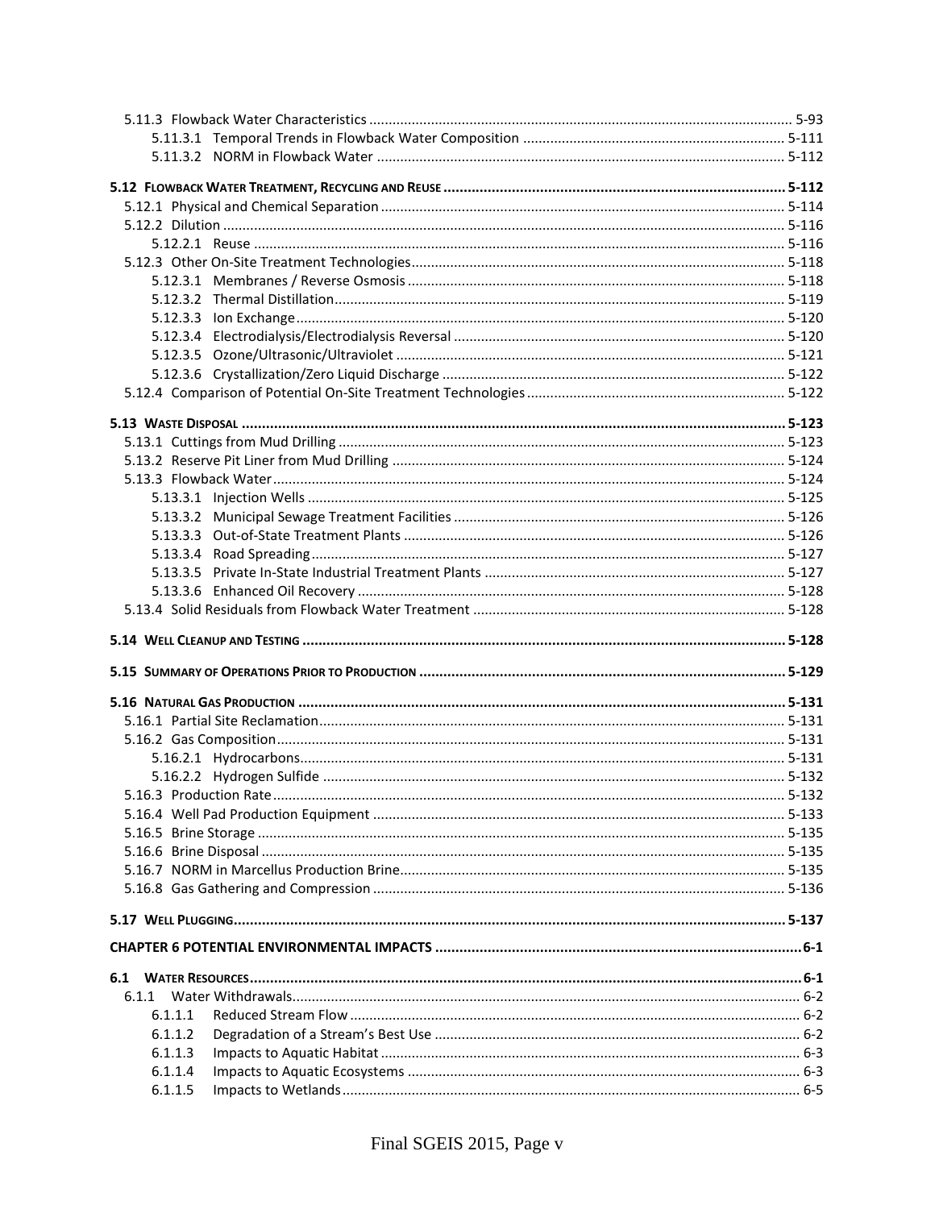5.11.3 Flowback Water Characteristics ........................................................................................................ 5-93
5.11.3.1 Temporal Trends in Flowback Water Composition ................................................................... 5-111
5.11.3.2 NORM in Flowback Water ......................................................................................................... 5-112

**5.12 FLOWBACK WATER TREATMENT, RECYCLING AND REUSE ..................................................................................... 5-112**
5.12.1 Physical and Chemical Separation ......................................................................................................... 5-114
5.12.2 Dilution ..................................................................................................................................................... 5-116
5.12.2.1 Reuse ......................................................................................................................................... 5-116
5.12.3 Other On-Site Treatment Technologies ................................................................................................. 5-118
5.12.3.1 Membranes / Reverse Osmosis ................................................................................................. 5-118
5.12.3.2 Thermal Distillation .................................................................................................................... 5-119
5.12.3.3 Ion Exchange ............................................................................................................................... 5-120
5.12.3.4 Electrodialysis/Electrodialysis Reversal ...................................................................................... 5-120
5.12.3.5 Ozone/Ultrasonic/Ultraviolet ..................................................................................................... 5-121
5.12.3.6 Crystallization/Zero Liquid Discharge ......................................................................................... 5-122
5.12.4 Comparison of Potential On-Site Treatment Technologies ................................................................... 5-122

**5.13 WASTE DISPOSAL ....................................................................................................................................... 5-123**
5.13.1 Cuttings from Mud Drilling .................................................................................................................... 5-123
5.13.2 Reserve Pit Liner from Mud Drilling ...................................................................................................... 5-124
5.13.3 Flowback Water ....................................................................................................................................... 5-124
5.13.3.1 Injection Wells ............................................................................................................................ 5-125
5.13.3.2 Municipal Sewage Treatment Facilities ...................................................................................... 5-126
5.13.3.3 Out-of-State Treatment Plants ................................................................................................... 5-126
5.13.3.4 Road Spreading ........................................................................................................................... 5-127
5.13.3.5 Private In-State Industrial Treatment Plants .............................................................................. 5-127
5.13.3.6 Enhanced Oil Recovery ............................................................................................................... 5-128
5.13.4 Solid Residuals from Flowback Water Treatment ................................................................................. 5-128

**5.14 WELL CLEANUP AND TESTING ....................................................................................................................... 5-128**

**5.15 SUMMARY OF OPERATIONS PRIOR TO PRODUCTION ........................................................................................... 5-129**

**5.16 NATURAL GAS PRODUCTION ......................................................................................................................... 5-131**
5.16.1 Partial Site Reclamation ......................................................................................................................... 5-131
5.16.2 Gas Composition ..................................................................................................................................... 5-131
5.16.2.1 Hydrocarbons ............................................................................................................................. 5-131
5.16.2.2 Hydrogen Sulfide ........................................................................................................................ 5-132
5.16.3 Production Rate ...................................................................................................................................... 5-132
5.16.4 Well Pad Production Equipment ........................................................................................................... 5-133
5.16.5 Brine Storage ........................................................................................................................................... 5-135
5.16.6 Brine Disposal .......................................................................................................................................... 5-135
5.16.7 NORM in Marcellus Production Brine .................................................................................................... 5-135
5.16.8 Gas Gathering and Compression ........................................................................................................... 5-136

**5.17 WELL PLUGGING ........................................................................................................................................ 5-137**

**CHAPTER 6 POTENTIAL ENVIRONMENTAL IMPACTS ............................................................................................. 6-1**

**6.1 WATER RESOURCES ........................................................................................................................................... 6-1**
6.1.1 Water Withdrawals .................................................................................................................................... 6-2
6.1.1.1 Reduced Stream Flow .................................................................................................................... 6-2
6.1.1.2 Degradation of a Stream's Best Use ............................................................................................. 6-2
6.1.1.3 Impacts to Aquatic Habitat ............................................................................................................ 6-3
6.1.1.4 Impacts to Aquatic Ecosystems ..................................................................................................... 6-3
6.1.1.5 Impacts to Wetlands ...................................................................................................................... 6-5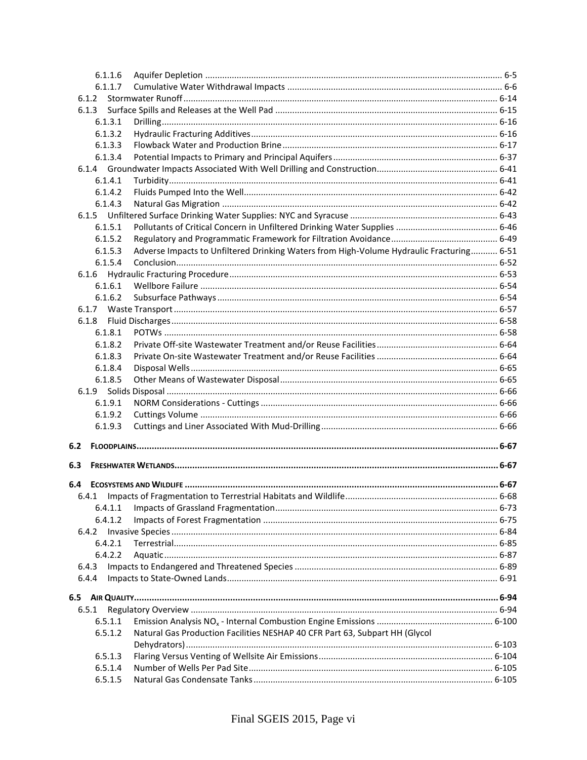- 6.1.1.6 Aquifer Depletion ........ 6-5
- 6.1.1.7 Cumulative Water Withdrawal Impacts ........ 6-6
- 6.1.2 Stormwater Runoff ........ 6-14
- 6.1.3 Surface Spills and Releases at the Well Pad ........ 6-15
  - 6.1.3.1 Drilling ........ 6-16
  - 6.1.3.2 Hydraulic Fracturing Additives ........ 6-16
  - 6.1.3.3 Flowback Water and Production Brine ........ 6-17
  - 6.1.3.4 Potential Impacts to Primary and Principal Aquifers ........ 6-37
- 6.1.4 Groundwater Impacts Associated With Well Drilling and Construction ........ 6-41
  - 6.1.4.1 Turbidity ........ 6-41
  - 6.1.4.2 Fluids Pumped Into the Well ........ 6-42
  - 6.1.4.3 Natural Gas Migration ........ 6-42
- 6.1.5 Unfiltered Surface Drinking Water Supplies: NYC and Syracuse ........ 6-43
  - 6.1.5.1 Pollutants of Critical Concern in Unfiltered Drinking Water Supplies ........ 6-46
  - 6.1.5.2 Regulatory and Programmatic Framework for Filtration Avoidance ........ 6-49
  - 6.1.5.3 Adverse Impacts to Unfiltered Drinking Waters from High-Volume Hydraulic Fracturing ........ 6-51
  - 6.1.5.4 Conclusion ........ 6-52
- 6.1.6 Hydraulic Fracturing Procedure ........ 6-53
  - 6.1.6.1 Wellbore Failure ........ 6-54
  - 6.1.6.2 Subsurface Pathways ........ 6-54
- 6.1.7 Waste Transport ........ 6-57
- 6.1.8 Fluid Discharges ........ 6-58
  - 6.1.8.1 POTWs ........ 6-58
  - 6.1.8.2 Private Off-site Wastewater Treatment and/or Reuse Facilities ........ 6-64
  - 6.1.8.3 Private On-site Wastewater Treatment and/or Reuse Facilities ........ 6-64
  - 6.1.8.4 Disposal Wells ........ 6-65
  - 6.1.8.5 Other Means of Wastewater Disposal ........ 6-65
- 6.1.9 Solids Disposal ........ 6-66
  - 6.1.9.1 NORM Considerations - Cuttings ........ 6-66
  - 6.1.9.2 Cuttings Volume ........ 6-66
  - 6.1.9.3 Cuttings and Liner Associated With Mud-Drilling ........ 6-66

**6.2 FLOODPLAINS ........ 6-67**

**6.3 FRESHWATER WETLANDS ........ 6-67**

**6.4 ECOSYSTEMS AND WILDLIFE ........ 6-67**

- 6.4.1 Impacts of Fragmentation to Terrestrial Habitats and Wildlife ........ 6-68
  - 6.4.1.1 Impacts of Grassland Fragmentation ........ 6-73
  - 6.4.1.2 Impacts of Forest Fragmentation ........ 6-75
- 6.4.2 Invasive Species ........ 6-84
  - 6.4.2.1 Terrestrial ........ 6-85
  - 6.4.2.2 Aquatic ........ 6-87
- 6.4.3 Impacts to Endangered and Threatened Species ........ 6-89
- 6.4.4 Impacts to State-Owned Lands ........ 6-91

**6.5 AIR QUALITY ........ 6-94**

- 6.5.1 Regulatory Overview ........ 6-94
  - 6.5.1.1 Emission Analysis $NO_x$ - Internal Combustion Engine Emissions ........ 6-100
  - 6.5.1.2 Natural Gas Production Facilities NESHAP 40 CFR Part 63, Subpart HH (Glycol Dehydrators) ........ 6-103
  - 6.5.1.3 Flaring Versus Venting of Wellsite Air Emissions ........ 6-104
  - 6.5.1.4 Number of Wells Per Pad Site ........ 6-105
  - 6.5.1.5 Natural Gas Condensate Tanks ........ 6-105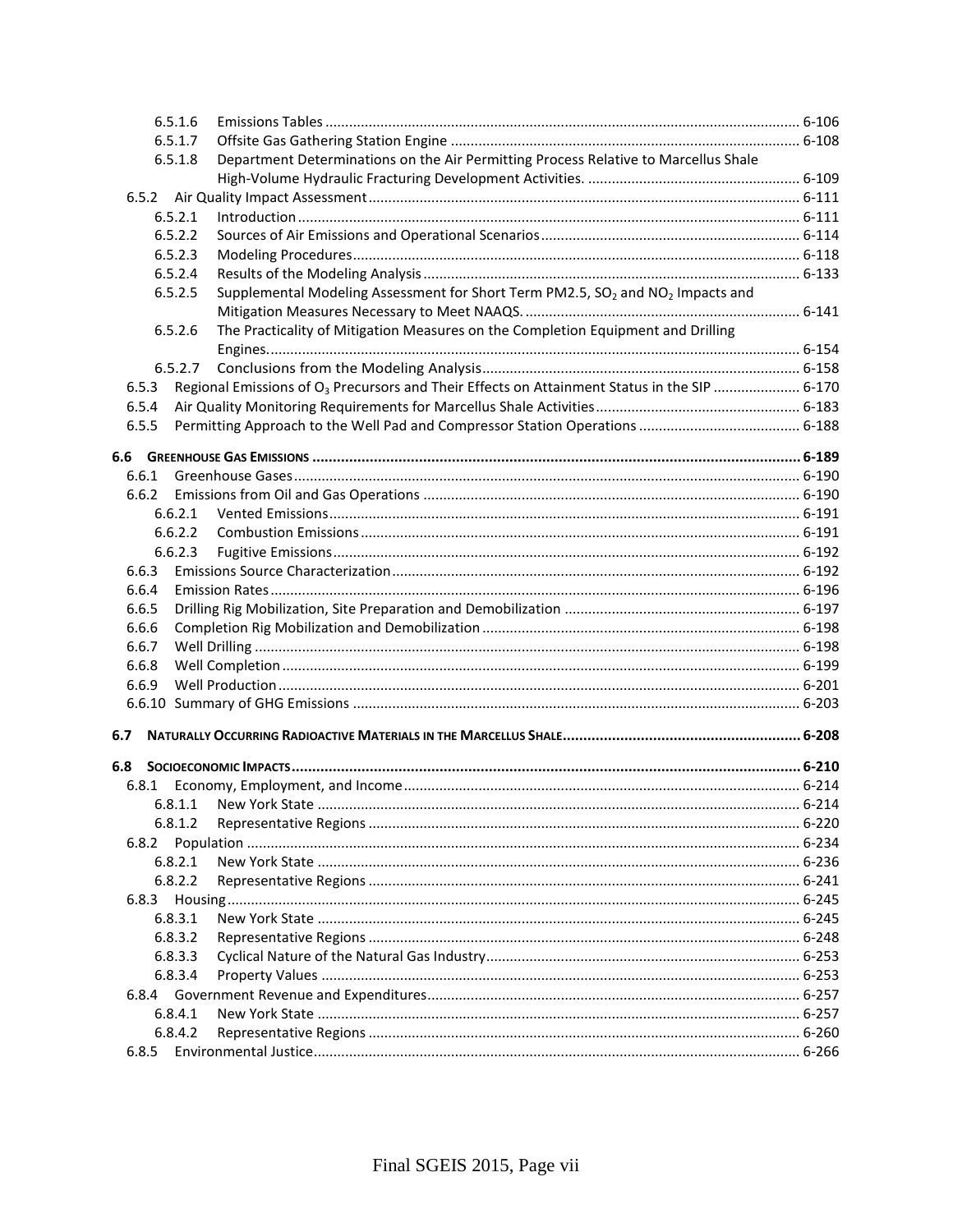6.5.1.6 Emissions Tables ........................................................................................................ 6-106
6.5.1.7 Offsite Gas Gathering Station Engine ........................................................................ 6-108
6.5.1.8 Department Determinations on the Air Permitting Process Relative to Marcellus Shale High-Volume Hydraulic Fracturing Development Activities. ...................................................... 6-109
6.5.2 Air Quality Impact Assessment ............................................................................................ 6-111
6.5.2.1 Introduction .............................................................................................................. 6-111
6.5.2.2 Sources of Air Emissions and Operational Scenarios ................................................. 6-114
6.5.2.3 Modeling Procedures ................................................................................................ 6-118
6.5.2.4 Results of the Modeling Analysis ............................................................................... 6-133
6.5.2.5 Supplemental Modeling Assessment for Short Term PM2.5, $SO_2$ and $NO_2$ Impacts and Mitigation Measures Necessary to Meet NAAQS. ..................................................................... 6-141
6.5.2.6 The Practicality of Mitigation Measures on the Completion Equipment and Drilling Engines. ..................................................................................................................... 6-154
6.5.2.7 Conclusions from the Modeling Analysis ................................................................... 6-158
6.5.3 Regional Emissions of $O_3$ Precursors and Their Effects on Attainment Status in the SIP ...................... 6-170
6.5.4 Air Quality Monitoring Requirements for Marcellus Shale Activities .................................................... 6-183
6.5.5 Permitting Approach to the Well Pad and Compressor Station Operations ......................................... 6-188

**6.6 GREENHOUSE GAS EMISSIONS ........................................................................................................ 6-189**
6.6.1 Greenhouse Gases ............................................................................................................... 6-190
6.6.2 Emissions from Oil and Gas Operations ............................................................................... 6-190
6.6.2.1 Vented Emissions ....................................................................................................... 6-191
6.6.2.2 Combustion Emissions ............................................................................................... 6-191
6.6.2.3 Fugitive Emissions ...................................................................................................... 6-192
6.6.3 Emissions Source Characterization ....................................................................................... 6-192
6.6.4 Emission Rates ..................................................................................................................... 6-196
6.6.5 Drilling Rig Mobilization, Site Preparation and Demobilization ........................................... 6-197
6.6.6 Completion Rig Mobilization and Demobilization ................................................................ 6-198
6.6.7 Well Drilling ......................................................................................................................... 6-198
6.6.8 Well Completion .................................................................................................................. 6-199
6.6.9 Well Production ................................................................................................................... 6-201
6.6.10 Summary of GHG Emissions ................................................................................................ 6-203

**6.7 NATURALLY OCCURRING RADIOACTIVE MATERIALS IN THE MARCELLUS SHALE ......................................................... 6-208**

**6.8 SOCIOECONOMIC IMPACTS ............................................................................................................ 6-210**
6.8.1 Economy, Employment, and Income .................................................................................... 6-214
6.8.1.1 New York State .......................................................................................................... 6-214
6.8.1.2 Representative Regions ............................................................................................. 6-220
6.8.2 Population ........................................................................................................................... 6-234
6.8.2.1 New York State .......................................................................................................... 6-236
6.8.2.2 Representative Regions ............................................................................................. 6-241
6.8.3 Housing ................................................................................................................................ 6-245
6.8.3.1 New York State .......................................................................................................... 6-245
6.8.3.2 Representative Regions ............................................................................................. 6-248
6.8.3.3 Cyclical Nature of the Natural Gas Industry ............................................................... 6-253
6.8.3.4 Property Values ......................................................................................................... 6-253
6.8.4 Government Revenue and Expenditures .............................................................................. 6-257
6.8.4.1 New York State .......................................................................................................... 6-257
6.8.4.2 Representative Regions ............................................................................................. 6-260
6.8.5 Environmental Justice .......................................................................................................... 6-266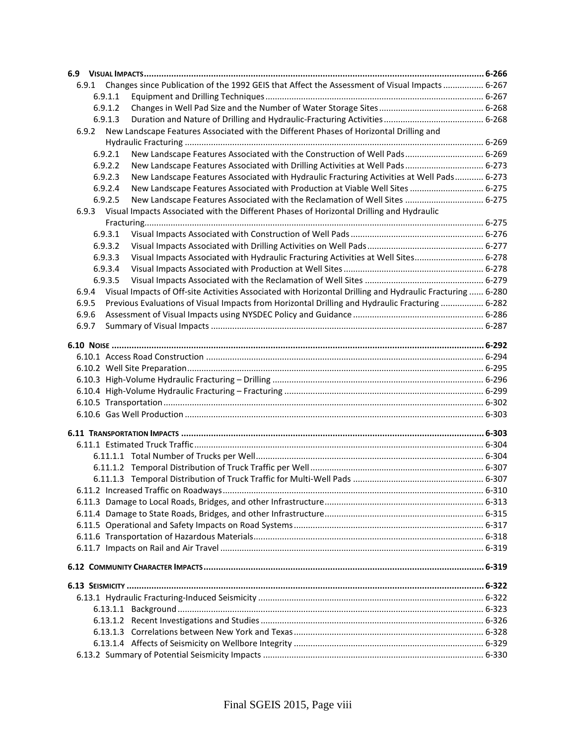**6.9 VISUAL IMPACTS** .......... 6-266

- 6.9.1 Changes since Publication of the 1992 GEIS that Affect the Assessment of Visual Impacts .......... 6-267
  - 6.9.1.1 Equipment and Drilling Techniques .......... 6-267
  - 6.9.1.2 Changes in Well Pad Size and the Number of Water Storage Sites .......... 6-268
  - 6.9.1.3 Duration and Nature of Drilling and Hydraulic-Fracturing Activities .......... 6-268
- 6.9.2 New Landscape Features Associated with the Different Phases of Horizontal Drilling and Hydraulic Fracturing .......... 6-269
  - 6.9.2.1 New Landscape Features Associated with the Construction of Well Pads .......... 6-269
  - 6.9.2.2 New Landscape Features Associated with Drilling Activities at Well Pads .......... 6-273
  - 6.9.2.3 New Landscape Features Associated with Hydraulic Fracturing Activities at Well Pads .......... 6-273
  - 6.9.2.4 New Landscape Features Associated with Production at Viable Well Sites .......... 6-275
  - 6.9.2.5 New Landscape Features Associated with the Reclamation of Well Sites .......... 6-275
- 6.9.3 Visual Impacts Associated with the Different Phases of Horizontal Drilling and Hydraulic Fracturing .......... 6-275
  - 6.9.3.1 Visual Impacts Associated with Construction of Well Pads .......... 6-276
  - 6.9.3.2 Visual Impacts Associated with Drilling Activities on Well Pads .......... 6-277
  - 6.9.3.3 Visual Impacts Associated with Hydraulic Fracturing Activities at Well Sites .......... 6-278
  - 6.9.3.4 Visual Impacts Associated with Production at Well Sites .......... 6-278
  - 6.9.3.5 Visual Impacts Associated with the Reclamation of Well Sites .......... 6-279
- 6.9.4 Visual Impacts of Off-site Activities Associated with Horizontal Drilling and Hydraulic Fracturing .......... 6-280
- 6.9.5 Previous Evaluations of Visual Impacts from Horizontal Drilling and Hydraulic Fracturing .......... 6-282
- 6.9.6 Assessment of Visual Impacts using NYSDEC Policy and Guidance .......... 6-286
- 6.9.7 Summary of Visual Impacts .......... 6-287

**6.10 NOISE** .......... 6-292

- 6.10.1 Access Road Construction .......... 6-294
- 6.10.2 Well Site Preparation .......... 6-295
- 6.10.3 High-Volume Hydraulic Fracturing – Drilling .......... 6-296
- 6.10.4 High-Volume Hydraulic Fracturing – Fracturing .......... 6-299
- 6.10.5 Transportation .......... 6-302
- 6.10.6 Gas Well Production .......... 6-303

**6.11 TRANSPORTATION IMPACTS** .......... 6-303

- 6.11.1 Estimated Truck Traffic .......... 6-304
  - 6.11.1.1 Total Number of Trucks per Well .......... 6-304
  - 6.11.1.2 Temporal Distribution of Truck Traffic per Well .......... 6-307
  - 6.11.1.3 Temporal Distribution of Truck Traffic for Multi-Well Pads .......... 6-307
- 6.11.2 Increased Traffic on Roadways .......... 6-310
- 6.11.3 Damage to Local Roads, Bridges, and other Infrastructure .......... 6-313
- 6.11.4 Damage to State Roads, Bridges, and other Infrastructure .......... 6-315
- 6.11.5 Operational and Safety Impacts on Road Systems .......... 6-317
- 6.11.6 Transportation of Hazardous Materials .......... 6-318
- 6.11.7 Impacts on Rail and Air Travel .......... 6-319

**6.12 COMMUNITY CHARACTER IMPACTS** .......... 6-319

**6.13 SEISMICITY** .......... 6-322

- 6.13.1 Hydraulic Fracturing-Induced Seismicity .......... 6-322
  - 6.13.1.1 Background .......... 6-323
  - 6.13.1.2 Recent Investigations and Studies .......... 6-326
  - 6.13.1.3 Correlations between New York and Texas .......... 6-328
  - 6.13.1.4 Affects of Seismicity on Wellbore Integrity .......... 6-329
- 6.13.2 Summary of Potential Seismicity Impacts .......... 6-330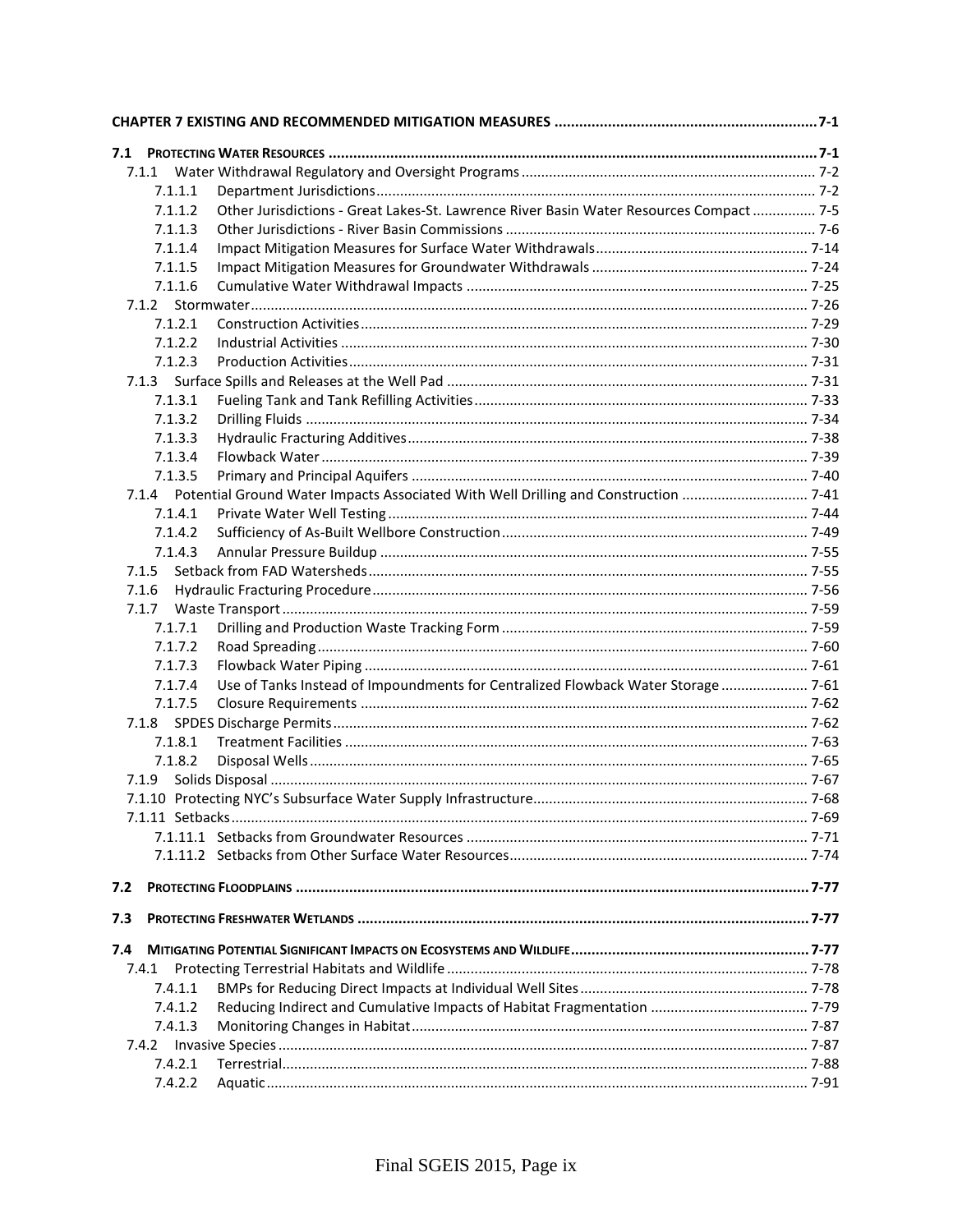**CHAPTER 7 EXISTING AND RECOMMENDED MITIGATION MEASURES ............................................................... 7-1**

**7.1 PROTECTING WATER RESOURCES ............................................................................................................... 7-1**

- 7.1.1 Water Withdrawal Regulatory and Oversight Programs ........................................................................... 7-2
  - 7.1.1.1 Department Jurisdictions ............................................................................................................... 7-2
  - 7.1.1.2 Other Jurisdictions - Great Lakes-St. Lawrence River Basin Water Resources Compact ................ 7-5
  - 7.1.1.3 Other Jurisdictions - River Basin Commissions .............................................................................. 7-6
  - 7.1.1.4 Impact Mitigation Measures for Surface Water Withdrawals ...................................................... 7-14
  - 7.1.1.5 Impact Mitigation Measures for Groundwater Withdrawals ....................................................... 7-24
  - 7.1.1.6 Cumulative Water Withdrawal Impacts ...................................................................................... 7-25
- 7.1.2 Stormwater ............................................................................................................................................. 7-26
  - 7.1.2.1 Construction Activities ................................................................................................................. 7-29
  - 7.1.2.2 Industrial Activities ...................................................................................................................... 7-30
  - 7.1.2.3 Production Activities .................................................................................................................... 7-31
- 7.1.3 Surface Spills and Releases at the Well Pad ........................................................................................... 7-31
  - 7.1.3.1 Fueling Tank and Tank Refilling Activities .................................................................................... 7-33
  - 7.1.3.2 Drilling Fluids ............................................................................................................................... 7-34
  - 7.1.3.3 Hydraulic Fracturing Additives ..................................................................................................... 7-38
  - 7.1.3.4 Flowback Water ........................................................................................................................... 7-39
  - 7.1.3.5 Primary and Principal Aquifers .................................................................................................... 7-40
- 7.1.4 Potential Ground Water Impacts Associated With Well Drilling and Construction ................................ 7-41
  - 7.1.4.1 Private Water Well Testing .......................................................................................................... 7-44
  - 7.1.4.2 Sufficiency of As-Built Wellbore Construction ............................................................................. 7-49
  - 7.1.4.3 Annular Pressure Buildup ............................................................................................................ 7-55
- 7.1.5 Setback from FAD Watersheds ............................................................................................................... 7-55
- 7.1.6 Hydraulic Fracturing Procedure ............................................................................................................. 7-56
- 7.1.7 Waste Transport .................................................................................................................................... 7-59
  - 7.1.7.1 Drilling and Production Waste Tracking Form ............................................................................. 7-59
  - 7.1.7.2 Road Spreading ............................................................................................................................ 7-60
  - 7.1.7.3 Flowback Water Piping ................................................................................................................ 7-61
  - 7.1.7.4 Use of Tanks Instead of Impoundments for Centralized Flowback Water Storage ...................... 7-61
  - 7.1.7.5 Closure Requirements ................................................................................................................. 7-62
- 7.1.8 SPDES Discharge Permits ........................................................................................................................ 7-62
  - 7.1.8.1 Treatment Facilities ..................................................................................................................... 7-63
  - 7.1.8.2 Disposal Wells .............................................................................................................................. 7-65
- 7.1.9 Solids Disposal ........................................................................................................................................ 7-67
- 7.1.10 Protecting NYC's Subsurface Water Supply Infrastructure ...................................................................... 7-68
- 7.1.11 Setbacks ................................................................................................................................................. 7-69
  - 7.1.11.1 Setbacks from Groundwater Resources ...................................................................................... 7-71
  - 7.1.11.2 Setbacks from Other Surface Water Resources ........................................................................... 7-74

**7.2 PROTECTING FLOODPLAINS ........................................................................................................................ 7-77**

**7.3 PROTECTING FRESHWATER WETLANDS ...................................................................................................... 7-77**

**7.4 MITIGATING POTENTIAL SIGNIFICANT IMPACTS ON ECOSYSTEMS AND WILDLIFE .......................................................... 7-77**

- 7.4.1 Protecting Terrestrial Habitats and Wildlife ........................................................................................... 7-78
  - 7.4.1.1 BMPs for Reducing Direct Impacts at Individual Well Sites ......................................................... 7-78
  - 7.4.1.2 Reducing Indirect and Cumulative Impacts of Habitat Fragmentation ........................................ 7-79
  - 7.4.1.3 Monitoring Changes in Habitat .................................................................................................... 7-87
- 7.4.2 Invasive Species ..................................................................................................................................... 7-87
  - 7.4.2.1 Terrestrial .................................................................................................................................... 7-88
  - 7.4.2.2 Aquatic ........................................................................................................................................ 7-91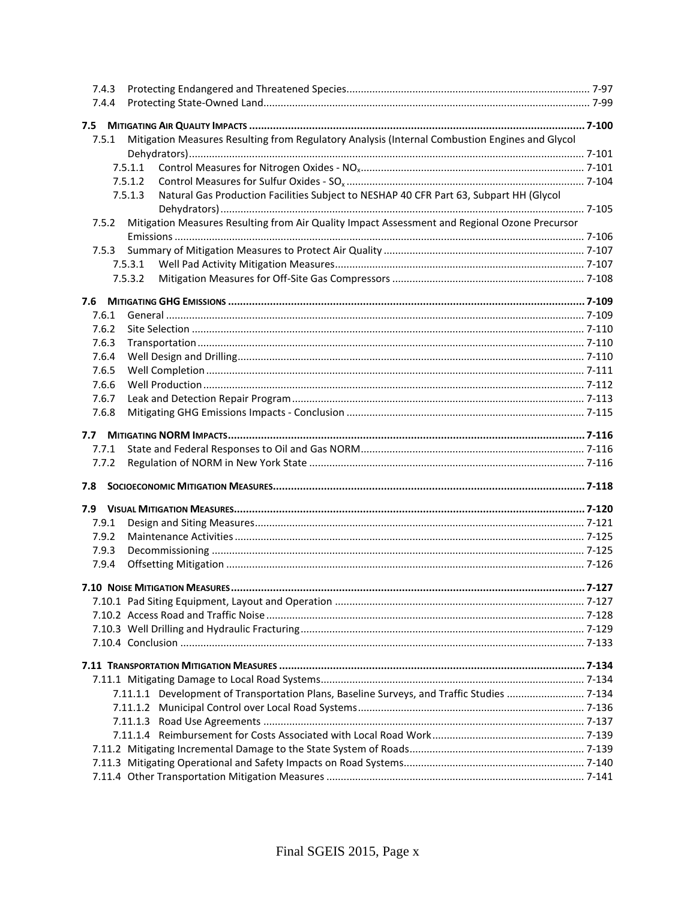7.4.3 Protecting Endangered and Threatened Species ..... 7-97
7.4.4 Protecting State-Owned Land ..... 7-99

**7.5 MITIGATING AIR QUALITY IMPACTS ..... 7-100**

7.5.1 Mitigation Measures Resulting from Regulatory Analysis (Internal Combustion Engines and Glycol Dehydrators) ..... 7-101
7.5.1.1 Control Measures for Nitrogen Oxides - $NO_x$ ..... 7-101
7.5.1.2 Control Measures for Sulfur Oxides - $SO_x$ ..... 7-104
7.5.1.3 Natural Gas Production Facilities Subject to NESHAP 40 CFR Part 63, Subpart HH (Glycol Dehydrators) ..... 7-105
7.5.2 Mitigation Measures Resulting from Air Quality Impact Assessment and Regional Ozone Precursor Emissions ..... 7-106
7.5.3 Summary of Mitigation Measures to Protect Air Quality ..... 7-107
7.5.3.1 Well Pad Activity Mitigation Measures ..... 7-107
7.5.3.2 Mitigation Measures for Off-Site Gas Compressors ..... 7-108

**7.6 MITIGATING GHG EMISSIONS ..... 7-109**

7.6.1 General ..... 7-109
7.6.2 Site Selection ..... 7-110
7.6.3 Transportation ..... 7-110
7.6.4 Well Design and Drilling ..... 7-110
7.6.5 Well Completion ..... 7-111
7.6.6 Well Production ..... 7-112
7.6.7 Leak and Detection Repair Program ..... 7-113
7.6.8 Mitigating GHG Emissions Impacts - Conclusion ..... 7-115

**7.7 MITIGATING NORM IMPACTS ..... 7-116**

7.7.1 State and Federal Responses to Oil and Gas NORM ..... 7-116
7.7.2 Regulation of NORM in New York State ..... 7-116

**7.8 SOCIOECONOMIC MITIGATION MEASURES ..... 7-118**

**7.9 VISUAL MITIGATION MEASURES ..... 7-120**

7.9.1 Design and Siting Measures ..... 7-121
7.9.2 Maintenance Activities ..... 7-125
7.9.3 Decommissioning ..... 7-125
7.9.4 Offsetting Mitigation ..... 7-126

**7.10 NOISE MITIGATION MEASURES ..... 7-127**

7.10.1 Pad Siting Equipment, Layout and Operation ..... 7-127
7.10.2 Access Road and Traffic Noise ..... 7-128
7.10.3 Well Drilling and Hydraulic Fracturing ..... 7-129
7.10.4 Conclusion ..... 7-133

**7.11 TRANSPORTATION MITIGATION MEASURES ..... 7-134**

7.11.1 Mitigating Damage to Local Road Systems ..... 7-134
7.11.1.1 Development of Transportation Plans, Baseline Surveys, and Traffic Studies ..... 7-134
7.11.1.2 Municipal Control over Local Road Systems ..... 7-136
7.11.1.3 Road Use Agreements ..... 7-137
7.11.1.4 Reimbursement for Costs Associated with Local Road Work ..... 7-139
7.11.2 Mitigating Incremental Damage to the State System of Roads ..... 7-139
7.11.3 Mitigating Operational and Safety Impacts on Road Systems ..... 7-140
7.11.4 Other Transportation Mitigation Measures ..... 7-141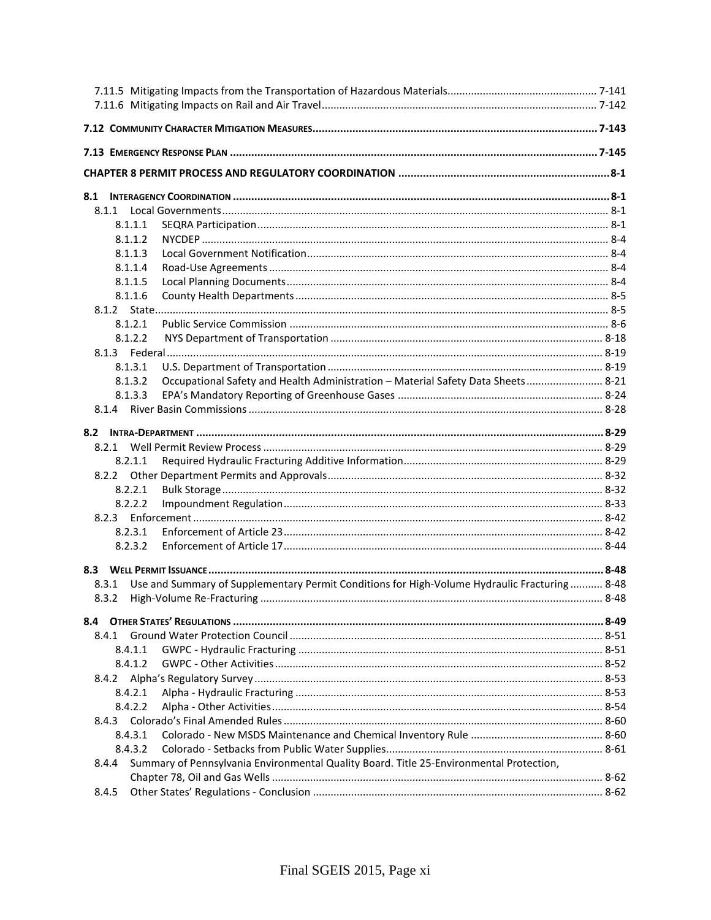7.11.5 Mitigating Impacts from the Transportation of Hazardous Materials .................................................. 7-141
7.11.6 Mitigating Impacts on Rail and Air Travel ............................................................................................ 7-142

**7.12 COMMUNITY CHARACTER MITIGATION MEASURES ........................................................................................... 7-143**

**7.13 EMERGENCY RESPONSE PLAN ...................................................................................................................... 7-145**

**CHAPTER 8 PERMIT PROCESS AND REGULATORY COORDINATION ..................................................................... 8-1**

**8.1 INTERAGENCY COORDINATION ........................................................................................................................ 8-1**

8.1.1 Local Governments ................................................................................................................................. 8-1
8.1.1.1 SEQRA Participation ....................................................................................................................... 8-1
8.1.1.2 NYCDEP .......................................................................................................................................... 8-4
8.1.1.3 Local Government Notification ..................................................................................................... 8-4
8.1.1.4 Road-Use Agreements .................................................................................................................. 8-4
8.1.1.5 Local Planning Documents ............................................................................................................ 8-4
8.1.1.6 County Health Departments .......................................................................................................... 8-5
8.1.2 State ....................................................................................................................................................... 8-5
8.1.2.1 Public Service Commission ........................................................................................................... 8-6
8.1.2.2 NYS Department of Transportation ............................................................................................ 8-18
8.1.3 Federal .................................................................................................................................................. 8-19
8.1.3.1 U.S. Department of Transportation ............................................................................................. 8-19
8.1.3.2 Occupational Safety and Health Administration – Material Safety Data Sheets .......................... 8-21
8.1.3.3 EPA's Mandatory Reporting of Greenhouse Gases ..................................................................... 8-24
8.1.4 River Basin Commissions ...................................................................................................................... 8-28

**8.2 INTRA-DEPARTMENT .................................................................................................................................. 8-29**

8.2.1 Well Permit Review Process .................................................................................................................. 8-29
8.2.1.1 Required Hydraulic Fracturing Additive Information ................................................................... 8-29
8.2.2 Other Department Permits and Approvals ............................................................................................ 8-32
8.2.2.1 Bulk Storage ................................................................................................................................ 8-32
8.2.2.2 Impoundment Regulation ............................................................................................................ 8-33
8.2.3 Enforcement .......................................................................................................................................... 8-42
8.2.3.1 Enforcement of Article 23 ............................................................................................................ 8-42
8.2.3.2 Enforcement of Article 17 ............................................................................................................ 8-44

**8.3 WELL PERMIT ISSUANCE .............................................................................................................................. 8-48**

8.3.1 Use and Summary of Supplementary Permit Conditions for High-Volume Hydraulic Fracturing ........... 8-48
8.3.2 High-Volume Re-Fracturing .................................................................................................................. 8-48

**8.4 OTHER STATES' REGULATIONS ....................................................................................................................... 8-49**

8.4.1 Ground Water Protection Council .......................................................................................................... 8-51
8.4.1.1 GWPC - Hydraulic Fracturing ....................................................................................................... 8-51
8.4.1.2 GWPC - Other Activities ............................................................................................................... 8-52
8.4.2 Alpha's Regulatory Survey ..................................................................................................................... 8-53
8.4.2.1 Alpha - Hydraulic Fracturing ........................................................................................................ 8-53
8.4.2.2 Alpha - Other Activities ................................................................................................................ 8-54
8.4.3 Colorado's Final Amended Rules ........................................................................................................... 8-60
8.4.3.1 Colorado - New MSDS Maintenance and Chemical Inventory Rule ............................................ 8-60
8.4.3.2 Colorado - Setbacks from Public Water Supplies ......................................................................... 8-61
8.4.4 Summary of Pennsylvania Environmental Quality Board. Title 25-Environmental Protection, Chapter 78, Oil and Gas Wells ................................................................................................................ 8-62
8.4.5 Other States' Regulations - Conclusion ................................................................................................. 8-62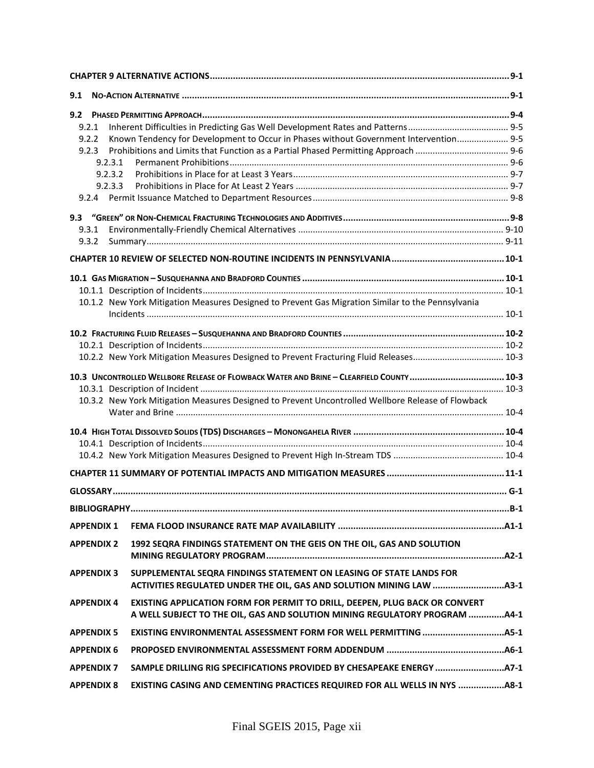**CHAPTER 9 ALTERNATIVE ACTIONS ........ 9-1**

**9.1 NO-ACTION ALTERNATIVE ........ 9-1**

**9.2 PHASED PERMITTING APPROACH ........ 9-4**

- 9.2.1 Inherent Difficulties in Predicting Gas Well Development Rates and Patterns ........ 9-5
- 9.2.2 Known Tendency for Development to Occur in Phases without Government Intervention ........ 9-5
- 9.2.3 Prohibitions and Limits that Function as a Partial Phased Permitting Approach ........ 9-6
  - 9.2.3.1 Permanent Prohibitions ........ 9-6
  - 9.2.3.2 Prohibitions in Place for at Least 3 Years ........ 9-7
  - 9.2.3.3 Prohibitions in Place for At Least 2 Years ........ 9-7
- 9.2.4 Permit Issuance Matched to Department Resources ........ 9-8

**9.3 "GREEN" OR NON-CHEMICAL FRACTURING TECHNOLOGIES AND ADDITIVES ........ 9-8**

- 9.3.1 Environmentally-Friendly Chemical Alternatives ........ 9-10
- 9.3.2 Summary ........ 9-11

**CHAPTER 10 REVIEW OF SELECTED NON-ROUTINE INCIDENTS IN PENNSYLVANIA ........ 10-1**

**10.1 GAS MIGRATION – SUSQUEHANNA AND BRADFORD COUNTIES ........ 10-1**

- 10.1.1 Description of Incidents ........ 10-1
- 10.1.2 New York Mitigation Measures Designed to Prevent Gas Migration Similar to the Pennsylvania Incidents ........ 10-1

**10.2 FRACTURING FLUID RELEASES – SUSQUEHANNA AND BRADFORD COUNTIES ........ 10-2**

- 10.2.1 Description of Incidents ........ 10-2
- 10.2.2 New York Mitigation Measures Designed to Prevent Fracturing Fluid Releases ........ 10-3

**10.3 UNCONTROLLED WELLBORE RELEASE OF FLOWBACK WATER AND BRINE – CLEARFIELD COUNTY ........ 10-3**

- 10.3.1 Description of Incident ........ 10-3
- 10.3.2 New York Mitigation Measures Designed to Prevent Uncontrolled Wellbore Release of Flowback Water and Brine ........ 10-4

**10.4 HIGH TOTAL DISSOLVED SOLIDS (TDS) DISCHARGES – MONONGAHELA RIVER ........ 10-4**

- 10.4.1 Description of Incidents ........ 10-4
- 10.4.2 New York Mitigation Measures Designed to Prevent High In-Stream TDS ........ 10-4

**CHAPTER 11 SUMMARY OF POTENTIAL IMPACTS AND MITIGATION MEASURES ........ 11-1**

**GLOSSARY ........ G-1**

**BIBLIOGRAPHY ........ B-1**

**APPENDIX 1 FEMA FLOOD INSURANCE RATE MAP AVAILABILITY ........ A1-1**

**APPENDIX 2 1992 SEQRA FINDINGS STATEMENT ON THE GEIS ON THE OIL, GAS AND SOLUTION MINING REGULATORY PROGRAM ........ A2-1**

**APPENDIX 3 SUPPLEMENTAL SEQRA FINDINGS STATEMENT ON LEASING OF STATE LANDS FOR ACTIVITIES REGULATED UNDER THE OIL, GAS AND SOLUTION MINING LAW ........ A3-1**

**APPENDIX 4 EXISTING APPLICATION FORM FOR PERMIT TO DRILL, DEEPEN, PLUG BACK OR CONVERT A WELL SUBJECT TO THE OIL, GAS AND SOLUTION MINING REGULATORY PROGRAM ........ A4-1**

**APPENDIX 5 EXISTING ENVIRONMENTAL ASSESSMENT FORM FOR WELL PERMITTING ........ A5-1**

**APPENDIX 6 PROPOSED ENVIRONMENTAL ASSESSMENT FORM ADDENDUM ........ A6-1**

**APPENDIX 7 SAMPLE DRILLING RIG SPECIFICATIONS PROVIDED BY CHESAPEAKE ENERGY ........ A7-1**

**APPENDIX 8 EXISTING CASING AND CEMENTING PRACTICES REQUIRED FOR ALL WELLS IN NYS ........ A8-1**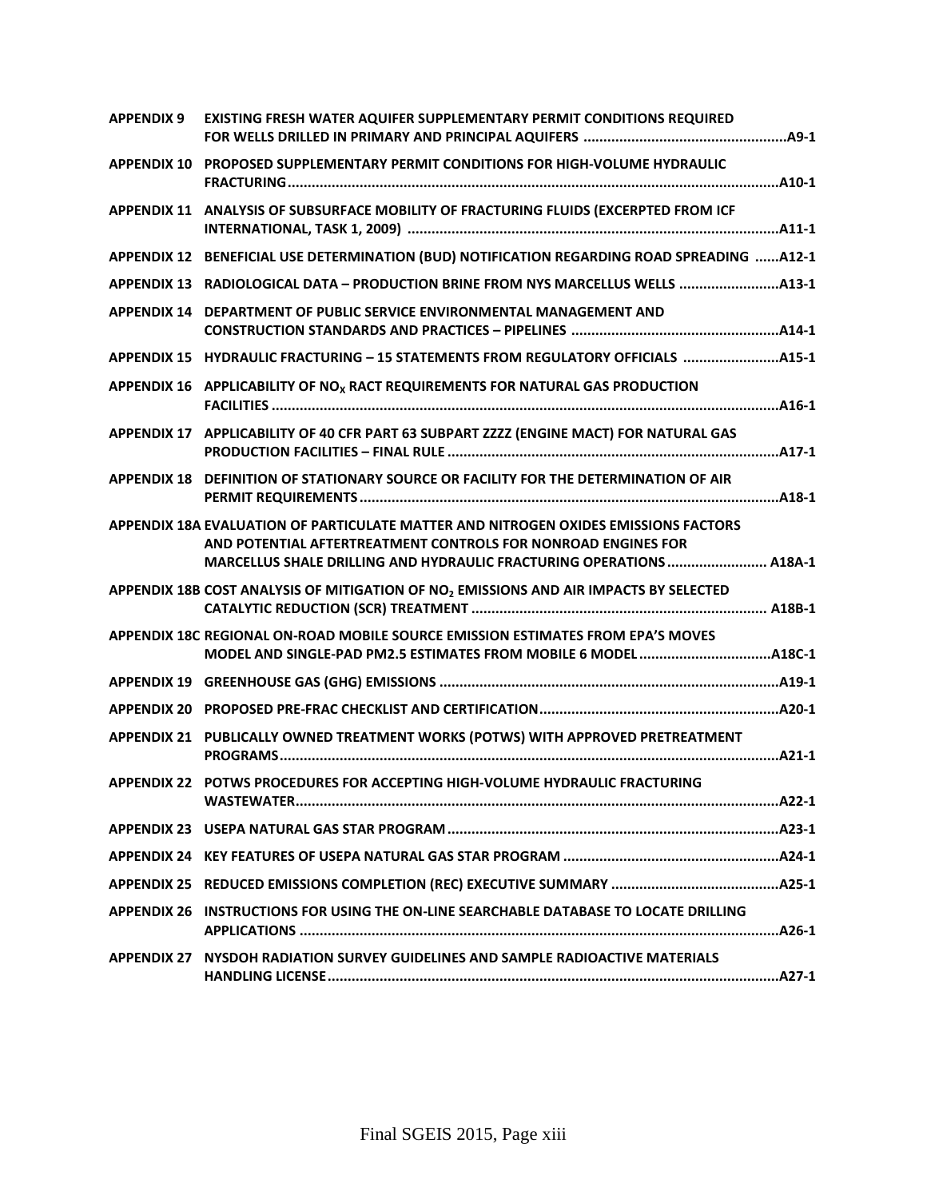**APPENDIX 9** **EXISTING FRESH WATER AQUIFER SUPPLEMENTARY PERMIT CONDITIONS REQUIRED FOR WELLS DRILLED IN PRIMARY AND PRINCIPAL AQUIFERS ....................................................A9-1**

**APPENDIX 10** **PROPOSED SUPPLEMENTARY PERMIT CONDITIONS FOR HIGH-VOLUME HYDRAULIC FRACTURING...........................................................................................................................A10-1**

**APPENDIX 11** **ANALYSIS OF SUBSURFACE MOBILITY OF FRACTURING FLUIDS (EXCERPTED FROM ICF INTERNATIONAL, TASK 1, 2009) ............................................................................................A11-1**

**APPENDIX 12** **BENEFICIAL USE DETERMINATION (BUD) NOTIFICATION REGARDING ROAD SPREADING ......A12-1**

**APPENDIX 13** **RADIOLOGICAL DATA – PRODUCTION BRINE FROM NYS MARCELLUS WELLS .........................A13-1**

**APPENDIX 14** **DEPARTMENT OF PUBLIC SERVICE ENVIRONMENTAL MANAGEMENT AND CONSTRUCTION STANDARDS AND PRACTICES – PIPELINES ....................................................A14-1**

**APPENDIX 15** **HYDRAULIC FRACTURING – 15 STATEMENTS FROM REGULATORY OFFICIALS ........................A15-1**

**APPENDIX 16** **APPLICABILITY OF $NO_X$ RACT REQUIREMENTS FOR NATURAL GAS PRODUCTION FACILITIES ..............................................................................................................................A16-1**

**APPENDIX 17** **APPLICABILITY OF 40 CFR PART 63 SUBPART ZZZZ (ENGINE MACT) FOR NATURAL GAS PRODUCTION FACILITIES – FINAL RULE ..................................................................................A17-1**

**APPENDIX 18** **DEFINITION OF STATIONARY SOURCE OR FACILITY FOR THE DETERMINATION OF AIR PERMIT REQUIREMENTS........................................................................................................A18-1**

**APPENDIX 18A EVALUATION OF PARTICULATE MATTER AND NITROGEN OXIDES EMISSIONS FACTORS AND POTENTIAL AFTERTREATMENT CONTROLS FOR NONROAD ENGINES FOR MARCELLUS SHALE DRILLING AND HYDRAULIC FRACTURING OPERATIONS......................... A18A-1**

**APPENDIX 18B COST ANALYSIS OF MITIGATION OF $NO_2$ EMISSIONS AND AIR IMPACTS BY SELECTED CATALYTIC REDUCTION (SCR) TREATMENT ......................................................................... A18B-1**

**APPENDIX 18C REGIONAL ON-ROAD MOBILE SOURCE EMISSION ESTIMATES FROM EPA'S MOVES MODEL AND SINGLE-PAD PM2.5 ESTIMATES FROM MOBILE 6 MODEL.................................A18C-1**

**APPENDIX 19** **GREENHOUSE GAS (GHG) EMISSIONS ....................................................................................A19-1**

**APPENDIX 20** **PROPOSED PRE-FRAC CHECKLIST AND CERTIFICATION...........................................................A20-1**

**APPENDIX 21** **PUBLICALLY OWNED TREATMENT WORKS (POTWS) WITH APPROVED PRETREATMENT PROGRAMS............................................................................................................................A21-1**

**APPENDIX 22** **POTWS PROCEDURES FOR ACCEPTING HIGH-VOLUME HYDRAULIC FRACTURING WASTEWATER........................................................................................................................A22-1**

**APPENDIX 23** **USEPA NATURAL GAS STAR PROGRAM..................................................................................A23-1**

**APPENDIX 24** **KEY FEATURES OF USEPA NATURAL GAS STAR PROGRAM ......................................................A24-1**

**APPENDIX 25** **REDUCED EMISSIONS COMPLETION (REC) EXECUTIVE SUMMARY ..........................................A25-1**

**APPENDIX 26** **INSTRUCTIONS FOR USING THE ON-LINE SEARCHABLE DATABASE TO LOCATE DRILLING APPLICATIONS .......................................................................................................................A26-1**

**APPENDIX 27** **NYSDOH RADIATION SURVEY GUIDELINES AND SAMPLE RADIOACTIVE MATERIALS HANDLING LICENSE................................................................................................................A27-1**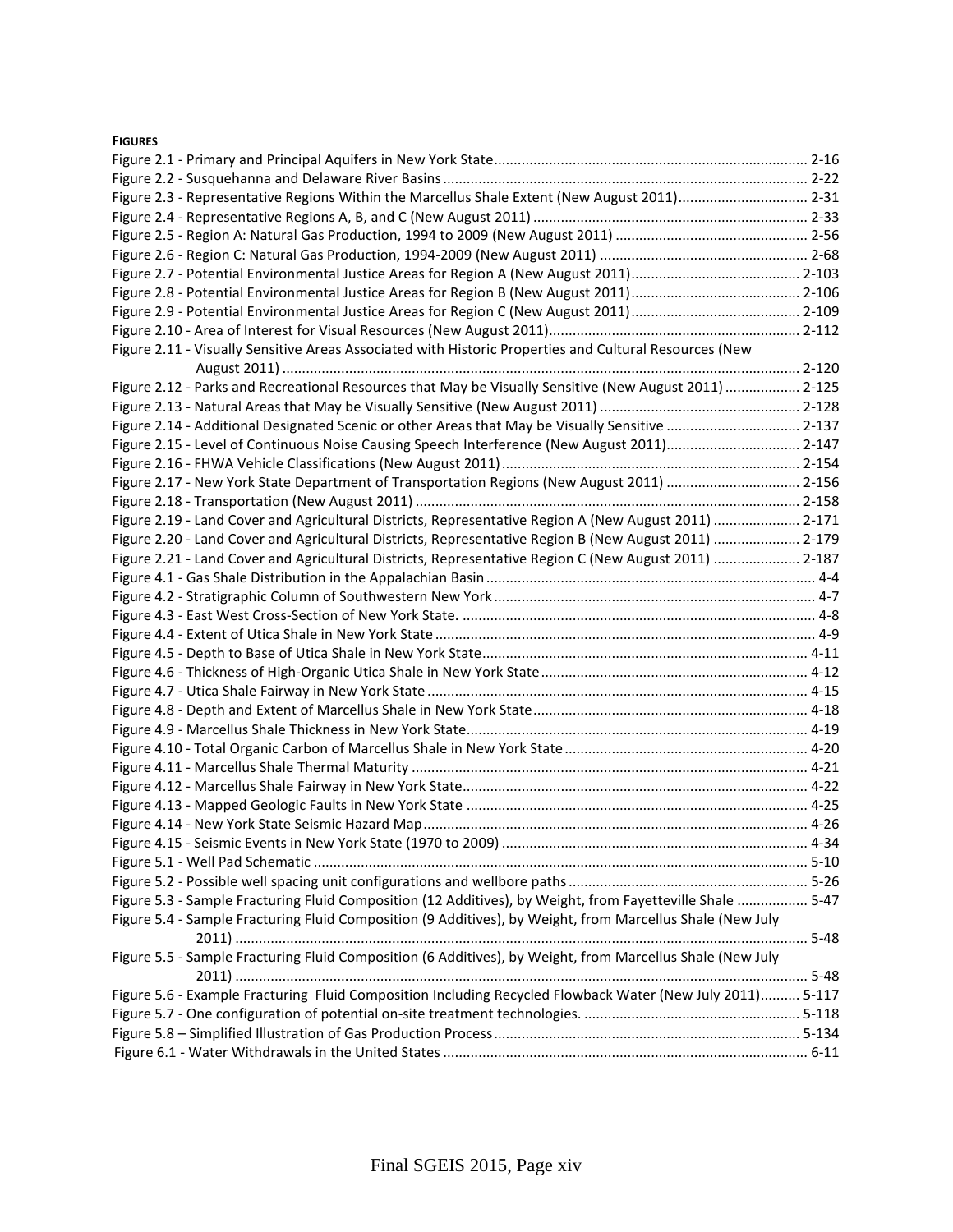**FIGURES**

Figure 2.1 - Primary and Principal Aquifers in New York State ........ 2-16
Figure 2.2 - Susquehanna and Delaware River Basins ........ 2-22
Figure 2.3 - Representative Regions Within the Marcellus Shale Extent (New August 2011) ........ 2-31
Figure 2.4 - Representative Regions A, B, and C (New August 2011) ........ 2-33
Figure 2.5 - Region A: Natural Gas Production, 1994 to 2009 (New August 2011) ........ 2-56
Figure 2.6 - Region C: Natural Gas Production, 1994-2009 (New August 2011) ........ 2-68
Figure 2.7 - Potential Environmental Justice Areas for Region A (New August 2011) ........ 2-103
Figure 2.8 - Potential Environmental Justice Areas for Region B (New August 2011) ........ 2-106
Figure 2.9 - Potential Environmental Justice Areas for Region C (New August 2011) ........ 2-109
Figure 2.10 - Area of Interest for Visual Resources (New August 2011) ........ 2-112
Figure 2.11 - Visually Sensitive Areas Associated with Historic Properties and Cultural Resources (New August 2011) ........ 2-120
Figure 2.12 - Parks and Recreational Resources that May be Visually Sensitive (New August 2011) ........ 2-125
Figure 2.13 - Natural Areas that May be Visually Sensitive (New August 2011) ........ 2-128
Figure 2.14 - Additional Designated Scenic or other Areas that May be Visually Sensitive ........ 2-137
Figure 2.15 - Level of Continuous Noise Causing Speech Interference (New August 2011) ........ 2-147
Figure 2.16 - FHWA Vehicle Classifications (New August 2011) ........ 2-154
Figure 2.17 - New York State Department of Transportation Regions (New August 2011) ........ 2-156
Figure 2.18 - Transportation (New August 2011) ........ 2-158
Figure 2.19 - Land Cover and Agricultural Districts, Representative Region A (New August 2011) ........ 2-171
Figure 2.20 - Land Cover and Agricultural Districts, Representative Region B (New August 2011) ........ 2-179
Figure 2.21 - Land Cover and Agricultural Districts, Representative Region C (New August 2011) ........ 2-187
Figure 4.1 - Gas Shale Distribution in the Appalachian Basin ........ 4-4
Figure 4.2 - Stratigraphic Column of Southwestern New York ........ 4-7
Figure 4.3 - East West Cross-Section of New York State. ........ 4-8
Figure 4.4 - Extent of Utica Shale in New York State ........ 4-9
Figure 4.5 - Depth to Base of Utica Shale in New York State ........ 4-11
Figure 4.6 - Thickness of High-Organic Utica Shale in New York State ........ 4-12
Figure 4.7 - Utica Shale Fairway in New York State ........ 4-15
Figure 4.8 - Depth and Extent of Marcellus Shale in New York State ........ 4-18
Figure 4.9 - Marcellus Shale Thickness in New York State ........ 4-19
Figure 4.10 - Total Organic Carbon of Marcellus Shale in New York State ........ 4-20
Figure 4.11 - Marcellus Shale Thermal Maturity ........ 4-21
Figure 4.12 - Marcellus Shale Fairway in New York State ........ 4-22
Figure 4.13 - Mapped Geologic Faults in New York State ........ 4-25
Figure 4.14 - New York State Seismic Hazard Map ........ 4-26
Figure 4.15 - Seismic Events in New York State (1970 to 2009) ........ 4-34
Figure 5.1 - Well Pad Schematic ........ 5-10
Figure 5.2 - Possible well spacing unit configurations and wellbore paths ........ 5-26
Figure 5.3 - Sample Fracturing Fluid Composition (12 Additives), by Weight, from Fayetteville Shale ........ 5-47
Figure 5.4 - Sample Fracturing Fluid Composition (9 Additives), by Weight, from Marcellus Shale (New July 2011) ........ 5-48
Figure 5.5 - Sample Fracturing Fluid Composition (6 Additives), by Weight, from Marcellus Shale (New July 2011) ........ 5-48
Figure 5.6 - Example Fracturing Fluid Composition Including Recycled Flowback Water (New July 2011) ........ 5-117
Figure 5.7 - One configuration of potential on-site treatment technologies. ........ 5-118
Figure 5.8 – Simplified Illustration of Gas Production Process ........ 5-134
Figure 6.1 - Water Withdrawals in the United States ........ 6-11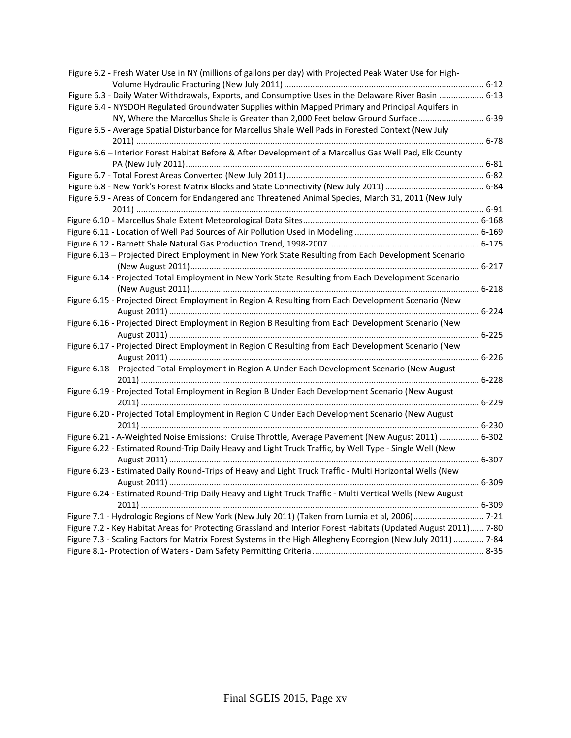Figure 6.2 - Fresh Water Use in NY (millions of gallons per day) with Projected Peak Water Use for High-Volume Hydraulic Fracturing (New July 2011) ..................................................................................... 6-12
Figure 6.3 - Daily Water Withdrawals, Exports, and Consumptive Uses in the Delaware River Basin .................. 6-13
Figure 6.4 - NYSDOH Regulated Groundwater Supplies within Mapped Primary and Principal Aquifers in NY, Where the Marcellus Shale is Greater than 2,000 Feet below Ground Surface ........................... 6-39
Figure 6.5 - Average Spatial Disturbance for Marcellus Shale Well Pads in Forested Context (New July 2011) .................................................................................................................................................. 6-78
Figure 6.6 – Interior Forest Habitat Before & After Development of a Marcellus Gas Well Pad, Elk County PA (New July 2011) ............................................................................................................................. 6-81
Figure 6.7 - Total Forest Areas Converted (New July 2011) ................................................................................... 6-82
Figure 6.8 - New York's Forest Matrix Blocks and State Connectivity (New July 2011) ......................................... 6-84
Figure 6.9 - Areas of Concern for Endangered and Threatened Animal Species, March 31, 2011 (New July 2011) .................................................................................................................................................. 6-91
Figure 6.10 - Marcellus Shale Extent Meteorological Data Sites .......................................................................... 6-168
Figure 6.11 - Location of Well Pad Sources of Air Pollution Used in Modeling .................................................... 6-169
Figure 6.12 - Barnett Shale Natural Gas Production Trend, 1998-2007 ............................................................... 6-175
Figure 6.13 – Projected Direct Employment in New York State Resulting from Each Development Scenario (New August 2011) .......................................................................................................................... 6-217
Figure 6.14 - Projected Total Employment in New York State Resulting from Each Development Scenario (New August 2011) .......................................................................................................................... 6-218
Figure 6.15 - Projected Direct Employment in Region A Resulting from Each Development Scenario (New August 2011) .................................................................................................................................. 6-224
Figure 6.16 - Projected Direct Employment in Region B Resulting from Each Development Scenario (New August 2011) .................................................................................................................................. 6-225
Figure 6.17 - Projected Direct Employment in Region C Resulting from Each Development Scenario (New August 2011) .................................................................................................................................. 6-226
Figure 6.18 – Projected Total Employment in Region A Under Each Development Scenario (New August 2011) .............................................................................................................................................. 6-228
Figure 6.19 - Projected Total Employment in Region B Under Each Development Scenario (New August 2011) .............................................................................................................................................. 6-229
Figure 6.20 - Projected Total Employment in Region C Under Each Development Scenario (New August 2011) .............................................................................................................................................. 6-230
Figure 6.21 - A-Weighted Noise Emissions: Cruise Throttle, Average Pavement (New August 2011) ................. 6-302
Figure 6.22 - Estimated Round-Trip Daily Heavy and Light Truck Traffic, by Well Type - Single Well (New August 2011) .................................................................................................................................. 6-307
Figure 6.23 - Estimated Daily Round-Trips of Heavy and Light Truck Traffic - Multi Horizontal Wells (New August 2011) .................................................................................................................................. 6-309
Figure 6.24 - Estimated Round-Trip Daily Heavy and Light Truck Traffic - Multi Vertical Wells (New August 2011) .............................................................................................................................................. 6-309
Figure 7.1 - Hydrologic Regions of New York (New July 2011) (Taken from Lumia et al, 2006) ............................. 7-21
Figure 7.2 - Key Habitat Areas for Protecting Grassland and Interior Forest Habitats (Updated August 2011)...... 7-80
Figure 7.3 - Scaling Factors for Matrix Forest Systems in the High Allegheny Ecoregion (New July 2011) ............. 7-84
Figure 8.1- Protection of Waters - Dam Safety Permitting Criteria ........................................................................ 8-35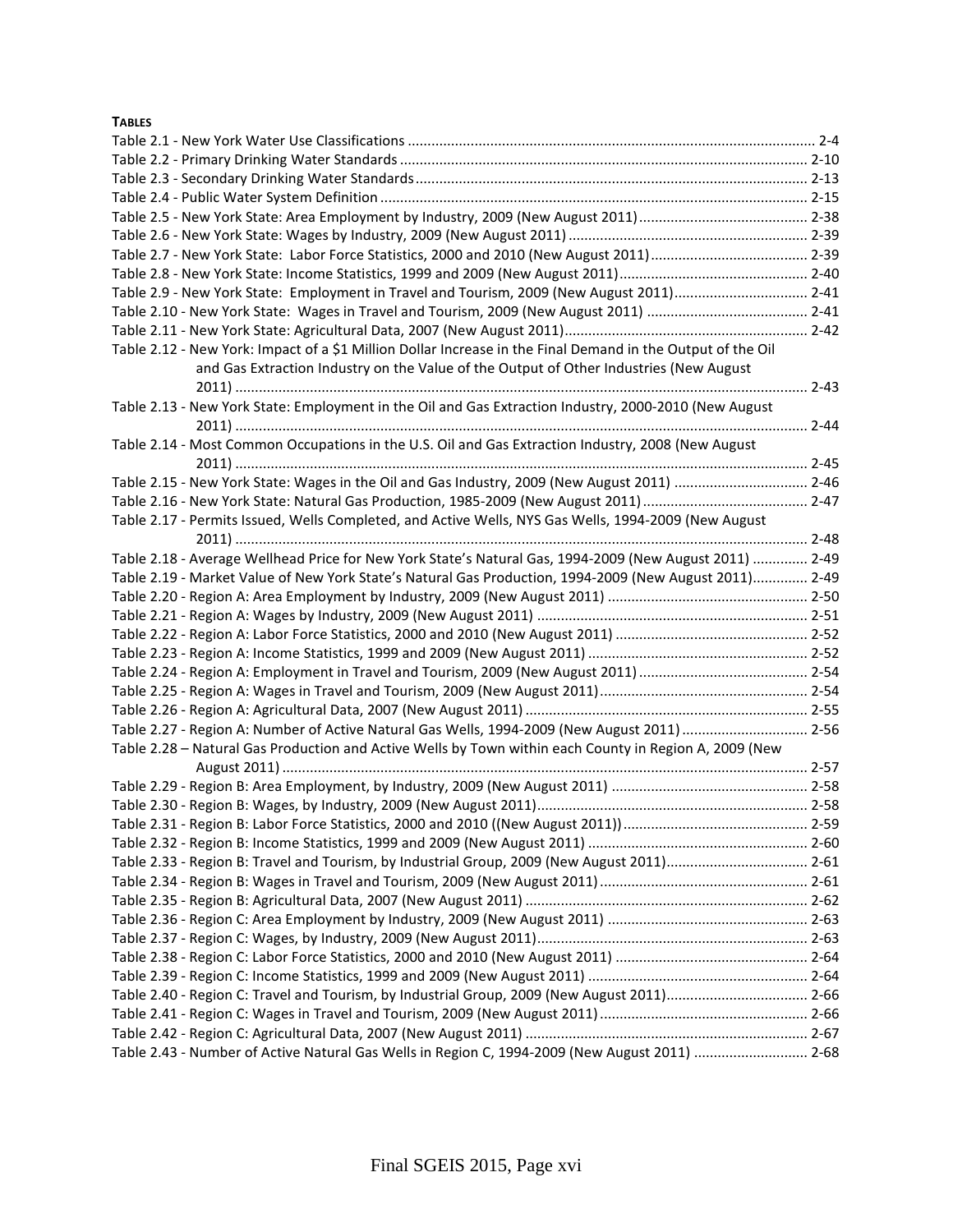**TABLES**

Table 2.1 - New York Water Use Classifications ........................................................................................................ 2-4
Table 2.2 - Primary Drinking Water Standards ........................................................................................................ 2-10
Table 2.3 - Secondary Drinking Water Standards .................................................................................................... 2-13
Table 2.4 - Public Water System Definition ............................................................................................................ 2-15
Table 2.5 - New York State: Area Employment by Industry, 2009 (New August 2011) ........................................... 2-38
Table 2.6 - New York State: Wages by Industry, 2009 (New August 2011) ............................................................. 2-39
Table 2.7 - New York State: Labor Force Statistics, 2000 and 2010 (New August 2011) ......................................... 2-39
Table 2.8 - New York State: Income Statistics, 1999 and 2009 (New August 2011) ................................................ 2-40
Table 2.9 - New York State: Employment in Travel and Tourism, 2009 (New August 2011) .................................. 2-41
Table 2.10 - New York State: Wages in Travel and Tourism, 2009 (New August 2011) ......................................... 2-41
Table 2.11 - New York State: Agricultural Data, 2007 (New August 2011) .............................................................. 2-42
Table 2.12 - New York: Impact of a $1 Million Dollar Increase in the Final Demand in the Output of the Oil and Gas Extraction Industry on the Value of the Output of Other Industries (New August 2011) ................................................................................................................................................ 2-43
Table 2.13 - New York State: Employment in the Oil and Gas Extraction Industry, 2000-2010 (New August 2011) ................................................................................................................................................ 2-44
Table 2.14 - Most Common Occupations in the U.S. Oil and Gas Extraction Industry, 2008 (New August 2011) ................................................................................................................................................ 2-45
Table 2.15 - New York State: Wages in the Oil and Gas Industry, 2009 (New August 2011) .................................. 2-46
Table 2.16 - New York State: Natural Gas Production, 1985-2009 (New August 2011) .......................................... 2-47
Table 2.17 - Permits Issued, Wells Completed, and Active Wells, NYS Gas Wells, 1994-2009 (New August 2011) ................................................................................................................................................ 2-48
Table 2.18 - Average Wellhead Price for New York State's Natural Gas, 1994-2009 (New August 2011) .............. 2-49
Table 2.19 - Market Value of New York State's Natural Gas Production, 1994-2009 (New August 2011).............. 2-49
Table 2.20 - Region A: Area Employment by Industry, 2009 (New August 2011) .................................................. 2-50
Table 2.21 - Region A: Wages by Industry, 2009 (New August 2011) ..................................................................... 2-51
Table 2.22 - Region A: Labor Force Statistics, 2000 and 2010 (New August 2011) ................................................. 2-52
Table 2.23 - Region A: Income Statistics, 1999 and 2009 (New August 2011) ........................................................ 2-52
Table 2.24 - Region A: Employment in Travel and Tourism, 2009 (New August 2011) ........................................... 2-54
Table 2.25 - Region A: Wages in Travel and Tourism, 2009 (New August 2011)..................................................... 2-54
Table 2.26 - Region A: Agricultural Data, 2007 (New August 2011) ........................................................................ 2-55
Table 2.27 - Region A: Number of Active Natural Gas Wells, 1994-2009 (New August 2011) ................................ 2-56
Table 2.28 – Natural Gas Production and Active Wells by Town within each County in Region A, 2009 (New August 2011) ...................................................................................................................................... 2-57
Table 2.29 - Region B: Area Employment, by Industry, 2009 (New August 2011) .................................................. 2-58
Table 2.30 - Region B: Wages, by Industry, 2009 (New August 2011)..................................................................... 2-58
Table 2.31 - Region B: Labor Force Statistics, 2000 and 2010 ((New August 2011)) ............................................... 2-59
Table 2.32 - Region B: Income Statistics, 1999 and 2009 (New August 2011) ........................................................ 2-60
Table 2.33 - Region B: Travel and Tourism, by Industrial Group, 2009 (New August 2011).................................... 2-61
Table 2.34 - Region B: Wages in Travel and Tourism, 2009 (New August 2011) ..................................................... 2-61
Table 2.35 - Region B: Agricultural Data, 2007 (New August 2011) ........................................................................ 2-62
Table 2.36 - Region C: Area Employment by Industry, 2009 (New August 2011) ................................................... 2-63
Table 2.37 - Region C: Wages, by Industry, 2009 (New August 2011)..................................................................... 2-63
Table 2.38 - Region C: Labor Force Statistics, 2000 and 2010 (New August 2011) ................................................. 2-64
Table 2.39 - Region C: Income Statistics, 1999 and 2009 (New August 2011) ........................................................ 2-64
Table 2.40 - Region C: Travel and Tourism, by Industrial Group, 2009 (New August 2011).................................... 2-66
Table 2.41 - Region C: Wages in Travel and Tourism, 2009 (New August 2011) ..................................................... 2-66
Table 2.42 - Region C: Agricultural Data, 2007 (New August 2011) ........................................................................ 2-67
Table 2.43 - Number of Active Natural Gas Wells in Region C, 1994-2009 (New August 2011) ............................. 2-68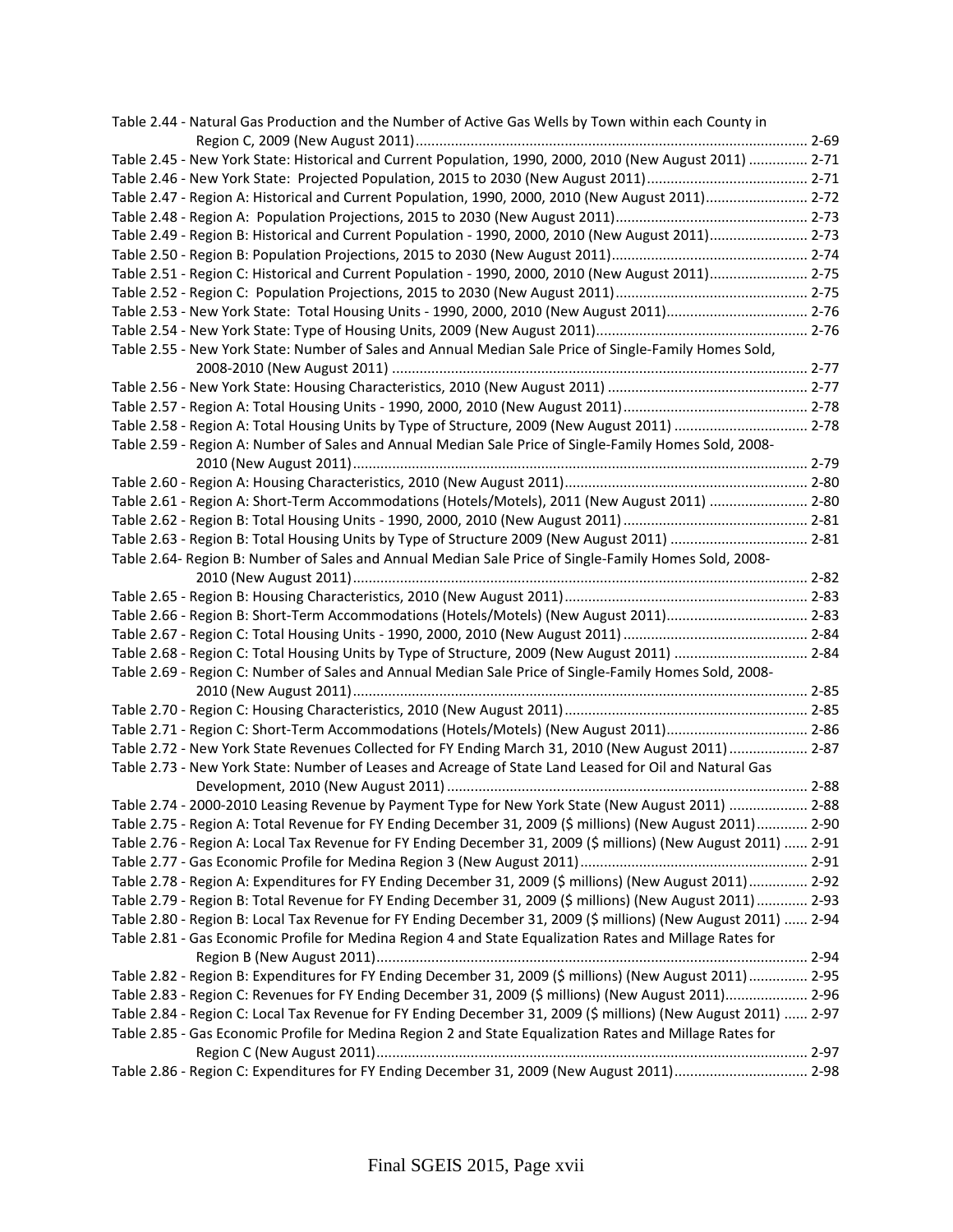Table 2.44 - Natural Gas Production and the Number of Active Gas Wells by Town within each County in Region C, 2009 (New August 2011) .... 2-69
Table 2.45 - New York State: Historical and Current Population, 1990, 2000, 2010 (New August 2011) .... 2-71
Table 2.46 - New York State: Projected Population, 2015 to 2030 (New August 2011) .... 2-71
Table 2.47 - Region A: Historical and Current Population, 1990, 2000, 2010 (New August 2011) .... 2-72
Table 2.48 - Region A: Population Projections, 2015 to 2030 (New August 2011) .... 2-73
Table 2.49 - Region B: Historical and Current Population - 1990, 2000, 2010 (New August 2011) .... 2-73
Table 2.50 - Region B: Population Projections, 2015 to 2030 (New August 2011) .... 2-74
Table 2.51 - Region C: Historical and Current Population - 1990, 2000, 2010 (New August 2011) .... 2-75
Table 2.52 - Region C: Population Projections, 2015 to 2030 (New August 2011) .... 2-75
Table 2.53 - New York State: Total Housing Units - 1990, 2000, 2010 (New August 2011) .... 2-76
Table 2.54 - New York State: Type of Housing Units, 2009 (New August 2011) .... 2-76
Table 2.55 - New York State: Number of Sales and Annual Median Sale Price of Single-Family Homes Sold, 2008-2010 (New August 2011) .... 2-77
Table 2.56 - New York State: Housing Characteristics, 2010 (New August 2011) .... 2-77
Table 2.57 - Region A: Total Housing Units - 1990, 2000, 2010 (New August 2011) .... 2-78
Table 2.58 - Region A: Total Housing Units by Type of Structure, 2009 (New August 2011) .... 2-78
Table 2.59 - Region A: Number of Sales and Annual Median Sale Price of Single-Family Homes Sold, 2008-2010 (New August 2011) .... 2-79
Table 2.60 - Region A: Housing Characteristics, 2010 (New August 2011) .... 2-80
Table 2.61 - Region A: Short-Term Accommodations (Hotels/Motels), 2011 (New August 2011) .... 2-80
Table 2.62 - Region B: Total Housing Units - 1990, 2000, 2010 (New August 2011) .... 2-81
Table 2.63 - Region B: Total Housing Units by Type of Structure 2009 (New August 2011) .... 2-81
Table 2.64- Region B: Number of Sales and Annual Median Sale Price of Single-Family Homes Sold, 2008-2010 (New August 2011) .... 2-82
Table 2.65 - Region B: Housing Characteristics, 2010 (New August 2011) .... 2-83
Table 2.66 - Region B: Short-Term Accommodations (Hotels/Motels) (New August 2011) .... 2-83
Table 2.67 - Region C: Total Housing Units - 1990, 2000, 2010 (New August 2011) .... 2-84
Table 2.68 - Region C: Total Housing Units by Type of Structure, 2009 (New August 2011) .... 2-84
Table 2.69 - Region C: Number of Sales and Annual Median Sale Price of Single-Family Homes Sold, 2008-2010 (New August 2011) .... 2-85
Table 2.70 - Region C: Housing Characteristics, 2010 (New August 2011) .... 2-85
Table 2.71 - Region C: Short-Term Accommodations (Hotels/Motels) (New August 2011) .... 2-86
Table 2.72 - New York State Revenues Collected for FY Ending March 31, 2010 (New August 2011) .... 2-87
Table 2.73 - New York State: Number of Leases and Acreage of State Land Leased for Oil and Natural Gas Development, 2010 (New August 2011) .... 2-88
Table 2.74 - 2000-2010 Leasing Revenue by Payment Type for New York State (New August 2011) .... 2-88
Table 2.75 - Region A: Total Revenue for FY Ending December 31, 2009 ($ millions) (New August 2011) .... 2-90
Table 2.76 - Region A: Local Tax Revenue for FY Ending December 31, 2009 ($ millions) (New August 2011) .... 2-91
Table 2.77 - Gas Economic Profile for Medina Region 3 (New August 2011) .... 2-91
Table 2.78 - Region A: Expenditures for FY Ending December 31, 2009 ($ millions) (New August 2011) .... 2-92
Table 2.79 - Region B: Total Revenue for FY Ending December 31, 2009 ($ millions) (New August 2011) .... 2-93
Table 2.80 - Region B: Local Tax Revenue for FY Ending December 31, 2009 ($ millions) (New August 2011) .... 2-94
Table 2.81 - Gas Economic Profile for Medina Region 4 and State Equalization Rates and Millage Rates for Region B (New August 2011) .... 2-94
Table 2.82 - Region B: Expenditures for FY Ending December 31, 2009 ($ millions) (New August 2011) .... 2-95
Table 2.83 - Region C: Revenues for FY Ending December 31, 2009 ($ millions) (New August 2011) .... 2-96
Table 2.84 - Region C: Local Tax Revenue for FY Ending December 31, 2009 ($ millions) (New August 2011) .... 2-97
Table 2.85 - Gas Economic Profile for Medina Region 2 and State Equalization Rates and Millage Rates for Region C (New August 2011) .... 2-97
Table 2.86 - Region C: Expenditures for FY Ending December 31, 2009 (New August 2011) .... 2-98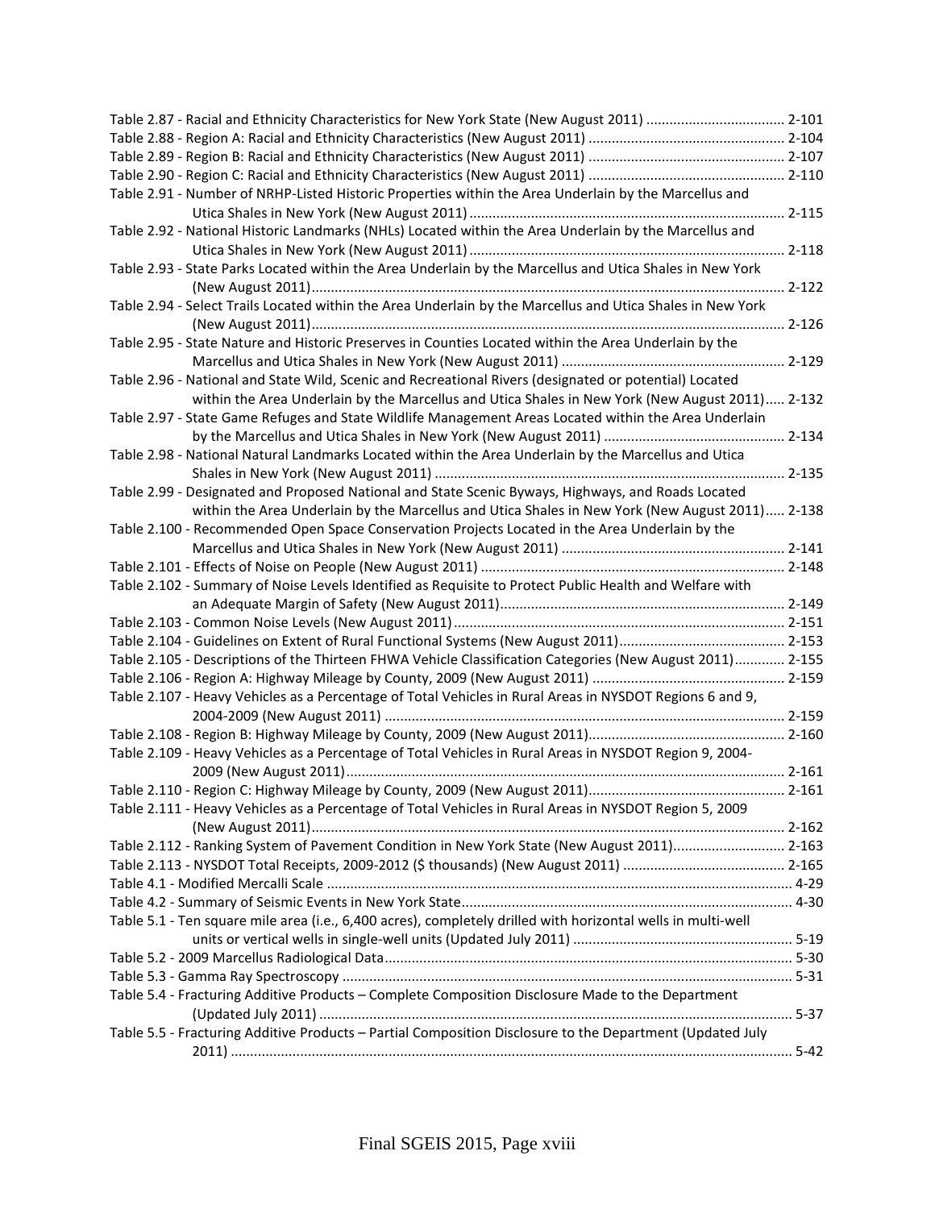Table 2.87 - Racial and Ethnicity Characteristics for New York State (New August 2011) .................................... 2-101
Table 2.88 - Region A: Racial and Ethnicity Characteristics (New August 2011) ................................................... 2-104
Table 2.89 - Region B: Racial and Ethnicity Characteristics (New August 2011) ................................................... 2-107
Table 2.90 - Region C: Racial and Ethnicity Characteristics (New August 2011) ................................................... 2-110
Table 2.91 - Number of NRHP-Listed Historic Properties within the Area Underlain by the Marcellus and Utica Shales in New York (New August 2011) ................................................................................. 2-115
Table 2.92 - National Historic Landmarks (NHLs) Located within the Area Underlain by the Marcellus and Utica Shales in New York (New August 2011) ................................................................................. 2-118
Table 2.93 - State Parks Located within the Area Underlain by the Marcellus and Utica Shales in New York (New August 2011)........................................................................................................................... 2-122
Table 2.94 - Select Trails Located within the Area Underlain by the Marcellus and Utica Shales in New York (New August 2011)........................................................................................................................... 2-126
Table 2.95 - State Nature and Historic Preserves in Counties Located within the Area Underlain by the Marcellus and Utica Shales in New York (New August 2011) .......................................................... 2-129
Table 2.96 - National and State Wild, Scenic and Recreational Rivers (designated or potential) Located within the Area Underlain by the Marcellus and Utica Shales in New York (New August 2011)..... 2-132
Table 2.97 - State Game Refuges and State Wildlife Management Areas Located within the Area Underlain by the Marcellus and Utica Shales in New York (New August 2011) ............................................... 2-134
Table 2.98 - National Natural Landmarks Located within the Area Underlain by the Marcellus and Utica Shales in New York (New August 2011) .......................................................................................... 2-135
Table 2.99 - Designated and Proposed National and State Scenic Byways, Highways, and Roads Located within the Area Underlain by the Marcellus and Utica Shales in New York (New August 2011)..... 2-138
Table 2.100 - Recommended Open Space Conservation Projects Located in the Area Underlain by the Marcellus and Utica Shales in New York (New August 2011) .......................................................... 2-141
Table 2.101 - Effects of Noise on People (New August 2011) .............................................................................. 2-148
Table 2.102 - Summary of Noise Levels Identified as Requisite to Protect Public Health and Welfare with an Adequate Margin of Safety (New August 2011)......................................................................... 2-149
Table 2.103 - Common Noise Levels (New August 2011)..................................................................................... 2-151
Table 2.104 - Guidelines on Extent of Rural Functional Systems (New August 2011)........................................... 2-153
Table 2.105 - Descriptions of the Thirteen FHWA Vehicle Classification Categories (New August 2011)............. 2-155
Table 2.106 - Region A: Highway Mileage by County, 2009 (New August 2011) ................................................. 2-159
Table 2.107 - Heavy Vehicles as a Percentage of Total Vehicles in Rural Areas in NYSDOT Regions 6 and 9, 2004-2009 (New August 2011) ....................................................................................................... 2-159
Table 2.108 - Region B: Highway Mileage by County, 2009 (New August 2011).................................................. 2-160
Table 2.109 - Heavy Vehicles as a Percentage of Total Vehicles in Rural Areas in NYSDOT Region 9, 2004-2009 (New August 2011)................................................................................................................. 2-161
Table 2.110 - Region C: Highway Mileage by County, 2009 (New August 2011).................................................. 2-161
Table 2.111 - Heavy Vehicles as a Percentage of Total Vehicles in Rural Areas in NYSDOT Region 5, 2009 (New August 2011)........................................................................................................................... 2-162
Table 2.112 - Ranking System of Pavement Condition in New York State (New August 2011)............................ 2-163
Table 2.113 - NYSDOT Total Receipts, 2009-2012 ($ thousands) (New August 2011) .......................................... 2-165
Table 4.1 - Modified Mercalli Scale ........................................................................................................................ 4-29
Table 4.2 - Summary of Seismic Events in New York State..................................................................................... 4-30
Table 5.1 - Ten square mile area (i.e., 6,400 acres), completely drilled with horizontal wells in multi-well units or vertical wells in single-well units (Updated July 2011) ......................................................... 5-19
Table 5.2 - 2009 Marcellus Radiological Data......................................................................................................... 5-30
Table 5.3 - Gamma Ray Spectroscopy .................................................................................................................... 5-31
Table 5.4 - Fracturing Additive Products – Complete Composition Disclosure Made to the Department (Updated July 2011) ......................................................................................................................... 5-37
Table 5.5 - Fracturing Additive Products – Partial Composition Disclosure to the Department (Updated July 2011) ................................................................................................................................................ 5-42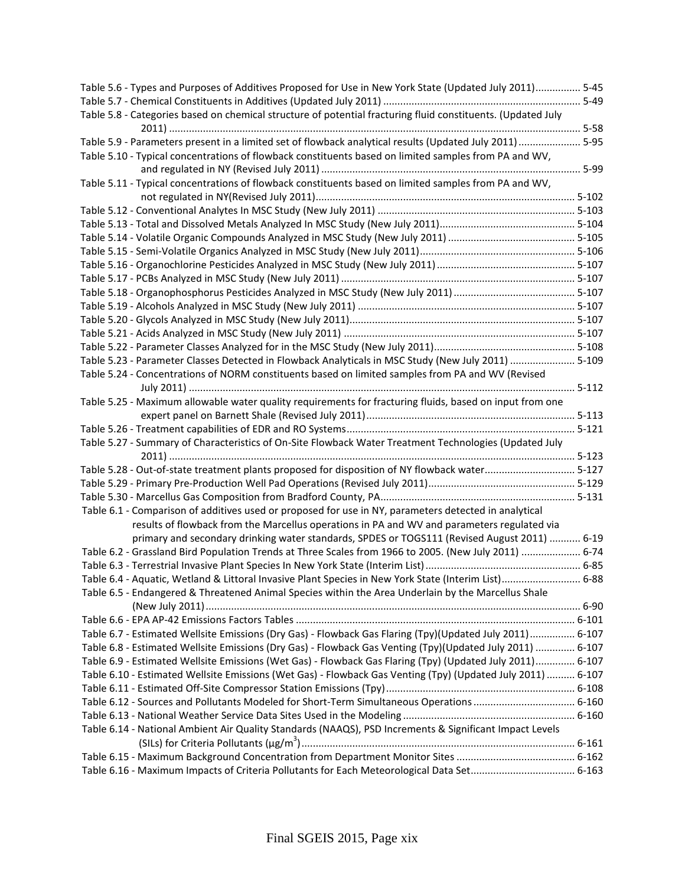Table 5.6 - Types and Purposes of Additives Proposed for Use in New York State (Updated July 2011) ................ 5-45
Table 5.7 - Chemical Constituents in Additives (Updated July 2011) ..................................................................... 5-49
Table 5.8 - Categories based on chemical structure of potential fracturing fluid constituents. (Updated July 2011) ................................................................................................................................................ 5-58
Table 5.9 - Parameters present in a limited set of flowback analytical results (Updated July 2011) ...................... 5-95
Table 5.10 - Typical concentrations of flowback constituents based on limited samples from PA and WV, and regulated in NY (Revised July 2011) .......................................................................................... 5-99
Table 5.11 - Typical concentrations of flowback constituents based on limited samples from PA and WV, not regulated in NY(Revised July 2011)........................................................................................... 5-102
Table 5.12 - Conventional Analytes In MSC Study (New July 2011) ..................................................................... 5-103
Table 5.13 - Total and Dissolved Metals Analyzed In MSC Study (New July 2011)............................................... 5-104
Table 5.14 - Volatile Organic Compounds Analyzed in MSC Study (New July 2011) ............................................ 5-105
Table 5.15 - Semi-Volatile Organics Analyzed in MSC Study (New July 2011)...................................................... 5-106
Table 5.16 - Organochlorine Pesticides Analyzed in MSC Study (New July 2011) ................................................ 5-107
Table 5.17 - PCBs Analyzed in MSC Study (New July 2011) .................................................................................. 5-107
Table 5.18 - Organophosphorus Pesticides Analyzed in MSC Study (New July 2011) .......................................... 5-107
Table 5.19 - Alcohols Analyzed in MSC Study (New July 2011) ............................................................................ 5-107
Table 5.20 - Glycols Analyzed in MSC Study (New July 2011)............................................................................... 5-107
Table 5.21 - Acids Analyzed in MSC Study (New July 2011) ................................................................................. 5-107
Table 5.22 - Parameter Classes Analyzed for in the MSC Study (New July 2011)................................................. 5-108
Table 5.23 - Parameter Classes Detected in Flowback Analyticals in MSC Study (New July 2011) ...................... 5-109
Table 5.24 - Concentrations of NORM constituents based on limited samples from PA and WV (Revised July 2011) ....................................................................................................................................... 5-112
Table 5.25 - Maximum allowable water quality requirements for fracturing fluids, based on input from one expert panel on Barnett Shale (Revised July 2011)......................................................................... 5-113
Table 5.26 - Treatment capabilities of EDR and RO Systems................................................................................ 5-121
Table 5.27 - Summary of Characteristics of On-Site Flowback Water Treatment Technologies (Updated July 2011) ............................................................................................................................................. 5-123
Table 5.28 - Out-of-state treatment plants proposed for disposition of NY flowback water............................... 5-127
Table 5.29 - Primary Pre-Production Well Pad Operations (Revised July 2011)................................................... 5-129
Table 5.30 - Marcellus Gas Composition from Bradford County, PA.................................................................... 5-131
Table 6.1 - Comparison of additives used or proposed for use in NY, parameters detected in analytical results of flowback from the Marcellus operations in PA and WV and parameters regulated via primary and secondary drinking water standards, SPDES or TOGS111 (Revised August 2011) ........... 6-19
Table 6.2 - Grassland Bird Population Trends at Three Scales from 1966 to 2005. (New July 2011) ..................... 6-74
Table 6.3 - Terrestrial Invasive Plant Species In New York State (Interim List) ....................................................... 6-85
Table 6.4 - Aquatic, Wetland & Littoral Invasive Plant Species in New York State (Interim List)............................ 6-88
Table 6.5 - Endangered & Threatened Animal Species within the Area Underlain by the Marcellus Shale (New July 2011)................................................................................................................................... 6-90
Table 6.6 - EPA AP-42 Emissions Factors Tables .................................................................................................. 6-101
Table 6.7 - Estimated Wellsite Emissions (Dry Gas) - Flowback Gas Flaring (Tpy)(Updated July 2011)................ 6-107
Table 6.8 - Estimated Wellsite Emissions (Dry Gas) - Flowback Gas Venting (Tpy)(Updated July 2011) .............. 6-107
Table 6.9 - Estimated Wellsite Emissions (Wet Gas) - Flowback Gas Flaring (Tpy) (Updated July 2011).............. 6-107
Table 6.10 - Estimated Wellsite Emissions (Wet Gas) - Flowback Gas Venting (Tpy) (Updated July 2011) .......... 6-107
Table 6.11 - Estimated Off-Site Compressor Station Emissions (Tpy).................................................................. 6-108
Table 6.12 - Sources and Pollutants Modeled for Short-Term Simultaneous Operations .................................... 6-160
Table 6.13 - National Weather Service Data Sites Used in the Modeling ............................................................ 6-160
Table 6.14 - National Ambient Air Quality Standards (NAAQS), PSD Increments & Significant Impact Levels (SILs) for Criteria Pollutants (μg/$m^3$)............................................................................................... 6-161
Table 6.15 - Maximum Background Concentration from Department Monitor Sites .......................................... 6-162
Table 6.16 - Maximum Impacts of Criteria Pollutants for Each Meteorological Data Set..................................... 6-163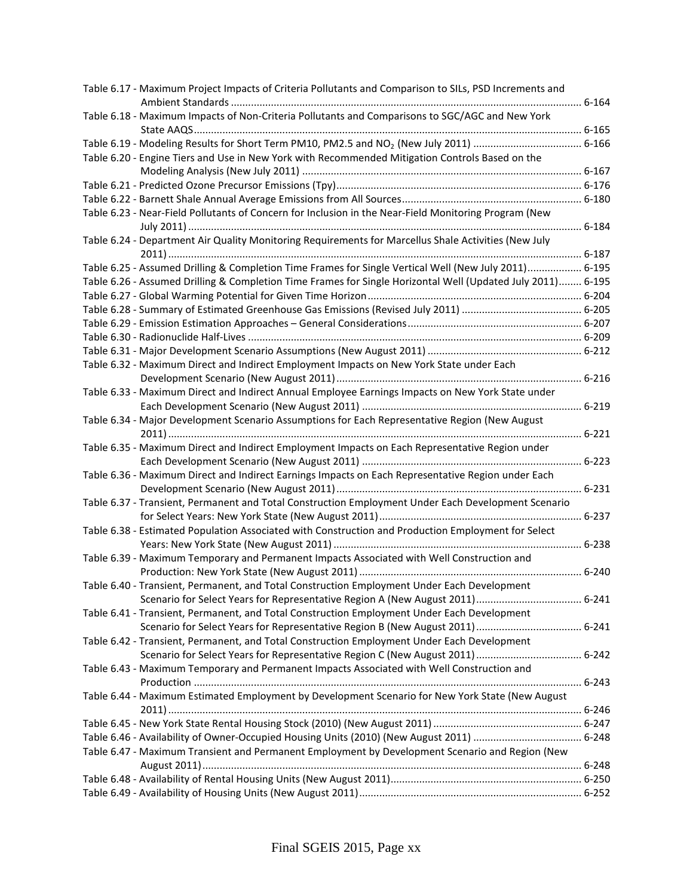Table 6.17 - Maximum Project Impacts of Criteria Pollutants and Comparison to SILs, PSD Increments and Ambient Standards ........................................................................................................................ 6-164

Table 6.18 - Maximum Impacts of Non-Criteria Pollutants and Comparisons to SGC/AGC and New York State AAQS...................................................................................................................................... 6-165

Table 6.19 - Modeling Results for Short Term PM10, PM2.5 and $NO_2$ (New July 2011) ...................................... 6-166

Table 6.20 - Engine Tiers and Use in New York with Recommended Mitigation Controls Based on the Modeling Analysis (New July 2011) ................................................................................................ 6-167

Table 6.21 - Predicted Ozone Precursor Emissions (Tpy)..................................................................................... 6-176

Table 6.22 - Barnett Shale Annual Average Emissions from All Sources.............................................................. 6-180

Table 6.23 - Near-Field Pollutants of Concern for Inclusion in the Near-Field Monitoring Program (New July 2011) ........................................................................................................................................ 6-184

Table 6.24 - Department Air Quality Monitoring Requirements for Marcellus Shale Activities (New July 2011) ............................................................................................................................................... 6-187

Table 6.25 - Assumed Drilling & Completion Time Frames for Single Vertical Well (New July 2011).................. 6-195

Table 6.26 - Assumed Drilling & Completion Time Frames for Single Horizontal Well (Updated July 2011)........ 6-195

Table 6.27 - Global Warming Potential for Given Time Horizon.......................................................................... 6-204

Table 6.28 - Summary of Estimated Greenhouse Gas Emissions (Revised July 2011) .......................................... 6-205

Table 6.29 - Emission Estimation Approaches – General Considerations............................................................ 6-207

Table 6.30 - Radionuclide Half-Lives ................................................................................................................... 6-209

Table 6.31 - Major Development Scenario Assumptions (New August 2011) ..................................................... 6-212

Table 6.32 - Maximum Direct and Indirect Employment Impacts on New York State under Each Development Scenario (New August 2011)..................................................................................... 6-216

Table 6.33 - Maximum Direct and Indirect Annual Employee Earnings Impacts on New York State under Each Development Scenario (New August 2011) ............................................................................ 6-219

Table 6.34 - Major Development Scenario Assumptions for Each Representative Region (New August 2011) .............................................................................................................................................. 6-221

Table 6.35 - Maximum Direct and Indirect Employment Impacts on Each Representative Region under Each Development Scenario (New August 2011) ............................................................................ 6-223

Table 6.36 - Maximum Direct and Indirect Earnings Impacts on Each Representative Region under Each Development Scenario (New August 2011)..................................................................................... 6-231

Table 6.37 - Transient, Permanent and Total Construction Employment Under Each Development Scenario for Select Years: New York State (New August 2011)....................................................................... 6-237

Table 6.38 - Estimated Population Associated with Construction and Production Employment for Select Years: New York State (New August 2011) ...................................................................................... 6-238

Table 6.39 - Maximum Temporary and Permanent Impacts Associated with Well Construction and Production: New York State (New August 2011) ............................................................................. 6-240

Table 6.40 - Transient, Permanent, and Total Construction Employment Under Each Development Scenario for Select Years for Representative Region A (New August 2011)..................................... 6-241

Table 6.41 - Transient, Permanent, and Total Construction Employment Under Each Development Scenario for Select Years for Representative Region B (New August 2011)..................................... 6-241

Table 6.42 - Transient, Permanent, and Total Construction Employment Under Each Development Scenario for Select Years for Representative Region C (New August 2011)..................................... 6-242

Table 6.43 - Maximum Temporary and Permanent Impacts Associated with Well Construction and Production ...................................................................................................................................... 6-243

Table 6.44 - Maximum Estimated Employment by Development Scenario for New York State (New August 2011) .............................................................................................................................................. 6-246

Table 6.45 - New York State Rental Housing Stock (2010) (New August 2011) .................................................... 6-247

Table 6.46 - Availability of Owner-Occupied Housing Units (2010) (New August 2011) ...................................... 6-248

Table 6.47 - Maximum Transient and Permanent Employment by Development Scenario and Region (New August 2011)................................................................................................................................... 6-248

Table 6.48 - Availability of Rental Housing Units (New August 2011).................................................................. 6-250

Table 6.49 - Availability of Housing Units (New August 2011)............................................................................. 6-252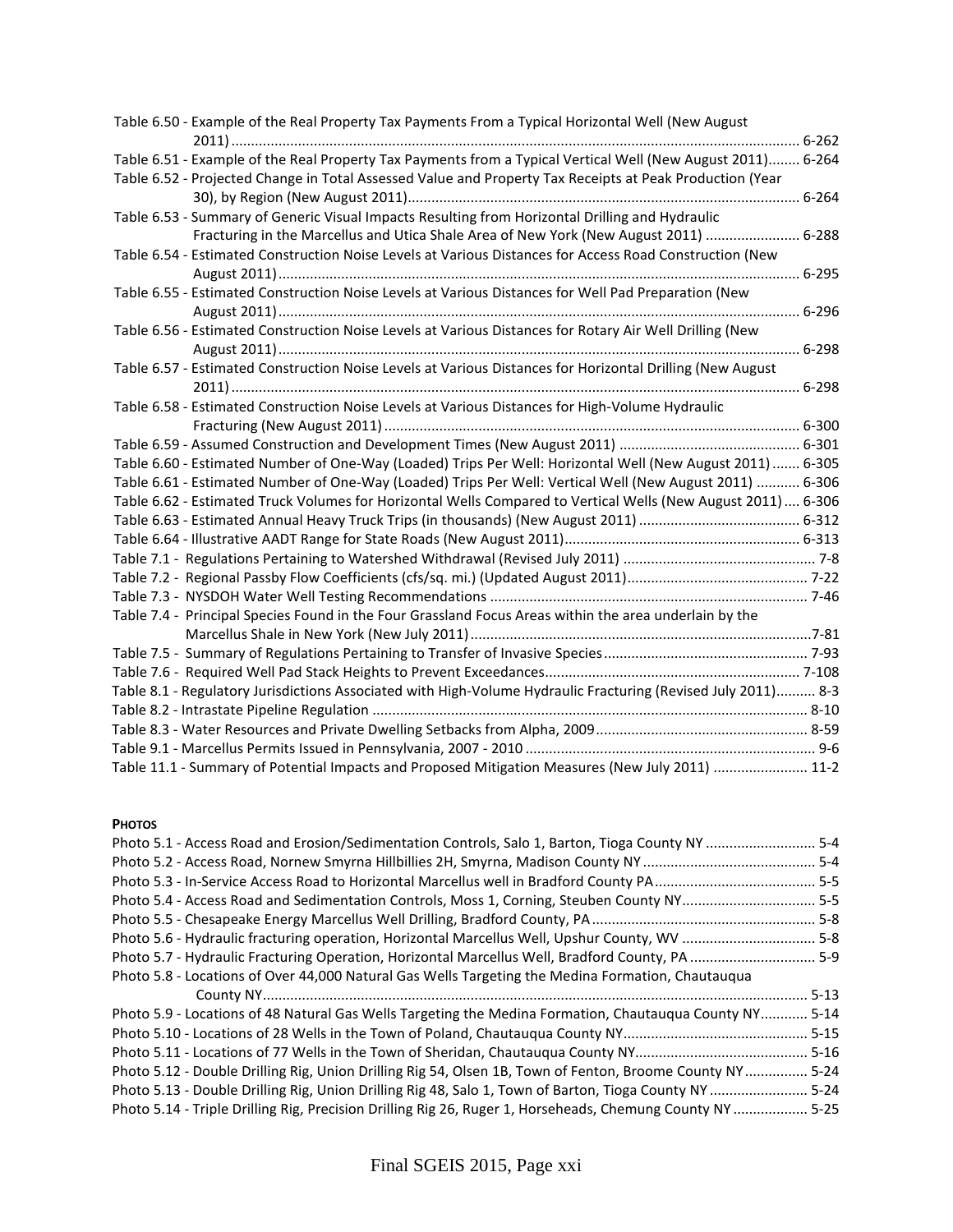Table 6.50 - Example of the Real Property Tax Payments From a Typical Horizontal Well (New August 2011) ................ 6-262
Table 6.51 - Example of the Real Property Tax Payments from a Typical Vertical Well (New August 2011)........ 6-264
Table 6.52 - Projected Change in Total Assessed Value and Property Tax Receipts at Peak Production (Year 30), by Region (New August 2011)................ 6-264
Table 6.53 - Summary of Generic Visual Impacts Resulting from Horizontal Drilling and Hydraulic Fracturing in the Marcellus and Utica Shale Area of New York (New August 2011) ................ 6-288
Table 6.54 - Estimated Construction Noise Levels at Various Distances for Access Road Construction (New August 2011)................ 6-295
Table 6.55 - Estimated Construction Noise Levels at Various Distances for Well Pad Preparation (New August 2011)................ 6-296
Table 6.56 - Estimated Construction Noise Levels at Various Distances for Rotary Air Well Drilling (New August 2011)................ 6-298
Table 6.57 - Estimated Construction Noise Levels at Various Distances for Horizontal Drilling (New August 2011)................ 6-298
Table 6.58 - Estimated Construction Noise Levels at Various Distances for High-Volume Hydraulic Fracturing (New August 2011)................ 6-300
Table 6.59 - Assumed Construction and Development Times (New August 2011) ................ 6-301
Table 6.60 - Estimated Number of One-Way (Loaded) Trips Per Well: Horizontal Well (New August 2011)....... 6-305
Table 6.61 - Estimated Number of One-Way (Loaded) Trips Per Well: Vertical Well (New August 2011) ........... 6-306
Table 6.62 - Estimated Truck Volumes for Horizontal Wells Compared to Vertical Wells (New August 2011).... 6-306
Table 6.63 - Estimated Annual Heavy Truck Trips (in thousands) (New August 2011) ................ 6-312
Table 6.64 - Illustrative AADT Range for State Roads (New August 2011)................ 6-313
Table 7.1 - Regulations Pertaining to Watershed Withdrawal (Revised July 2011) ................ 7-8
Table 7.2 - Regional Passby Flow Coefficients (cfs/sq. mi.) (Updated August 2011)................ 7-22
Table 7.3 - NYSDOH Water Well Testing Recommendations ................ 7-46
Table 7.4 - Principal Species Found in the Four Grassland Focus Areas within the area underlain by the Marcellus Shale in New York (New July 2011)................7-81
Table 7.5 - Summary of Regulations Pertaining to Transfer of Invasive Species................ 7-93
Table 7.6 - Required Well Pad Stack Heights to Prevent Exceedances................ 7-108
Table 8.1 - Regulatory Jurisdictions Associated with High-Volume Hydraulic Fracturing (Revised July 2011).......... 8-3
Table 8.2 - Intrastate Pipeline Regulation ................ 8-10
Table 8.3 - Water Resources and Private Dwelling Setbacks from Alpha, 2009................ 8-59
Table 9.1 - Marcellus Permits Issued in Pennsylvania, 2007 - 2010 ................ 9-6
Table 11.1 - Summary of Potential Impacts and Proposed Mitigation Measures (New July 2011) ................ 11-2

**PHOTOS**

Photo 5.1 - Access Road and Erosion/Sedimentation Controls, Salo 1, Barton, Tioga County NY ................ 5-4
Photo 5.2 - Access Road, Nornew Smyrna Hillbillies 2H, Smyrna, Madison County NY................ 5-4
Photo 5.3 - In-Service Access Road to Horizontal Marcellus well in Bradford County PA................ 5-5
Photo 5.4 - Access Road and Sedimentation Controls, Moss 1, Corning, Steuben County NY................ 5-5
Photo 5.5 - Chesapeake Energy Marcellus Well Drilling, Bradford County, PA................ 5-8
Photo 5.6 - Hydraulic fracturing operation, Horizontal Marcellus Well, Upshur County, WV ................ 5-8
Photo 5.7 - Hydraulic Fracturing Operation, Horizontal Marcellus Well, Bradford County, PA ................ 5-9
Photo 5.8 - Locations of Over 44,000 Natural Gas Wells Targeting the Medina Formation, Chautauqua County NY................ 5-13
Photo 5.9 - Locations of 48 Natural Gas Wells Targeting the Medina Formation, Chautauqua County NY............ 5-14
Photo 5.10 - Locations of 28 Wells in the Town of Poland, Chautauqua County NY................ 5-15
Photo 5.11 - Locations of 77 Wells in the Town of Sheridan, Chautauqua County NY................ 5-16
Photo 5.12 - Double Drilling Rig, Union Drilling Rig 54, Olsen 1B, Town of Fenton, Broome County NY................ 5-24
Photo 5.13 - Double Drilling Rig, Union Drilling Rig 48, Salo 1, Town of Barton, Tioga County NY ................ 5-24
Photo 5.14 - Triple Drilling Rig, Precision Drilling Rig 26, Ruger 1, Horseheads, Chemung County NY ................ 5-25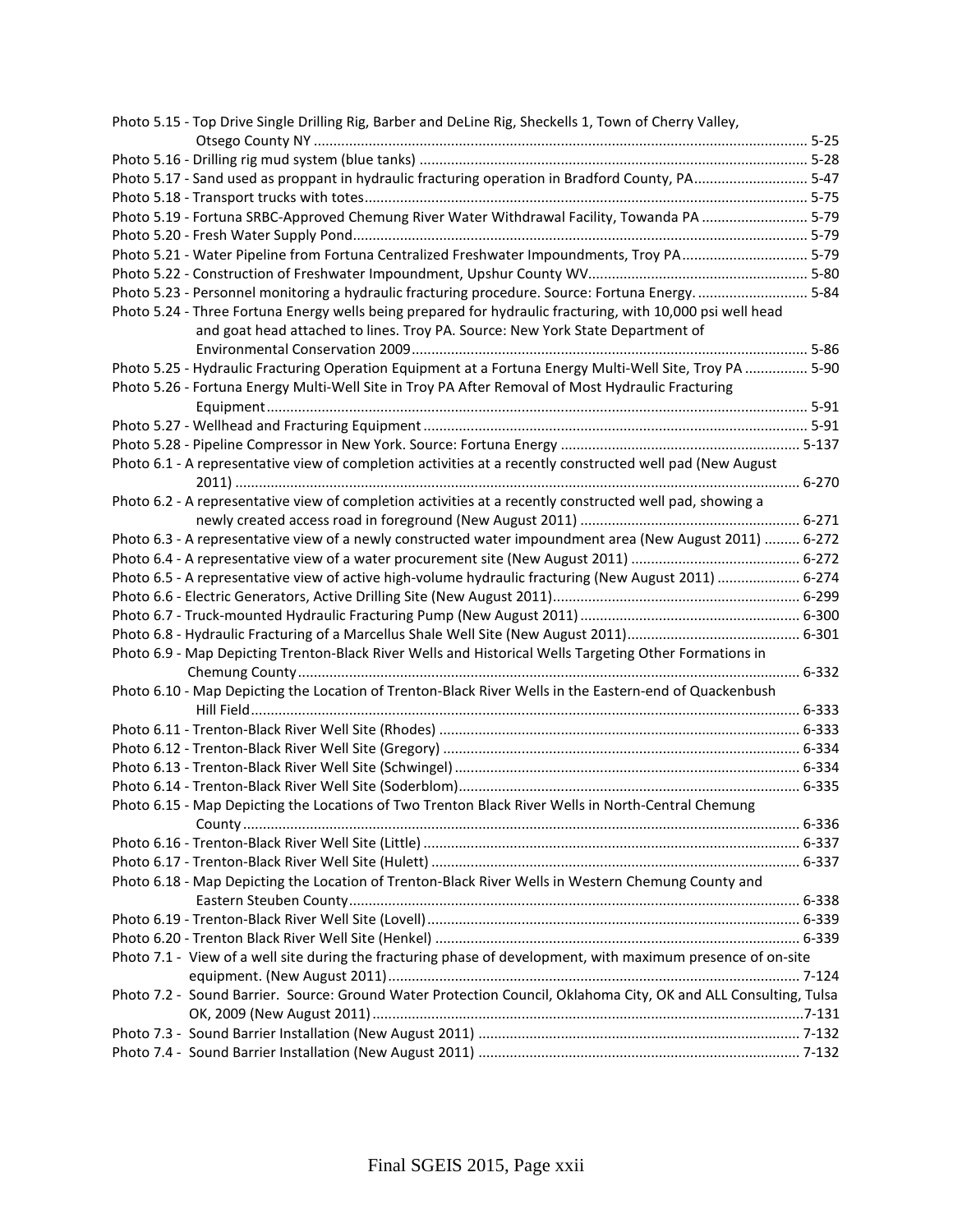Photo 5.15 - Top Drive Single Drilling Rig, Barber and DeLine Rig, Sheckells 1, Town of Cherry Valley, Otsego County NY ............................................................................................................. 5-25
Photo 5.16 - Drilling rig mud system (blue tanks) .................................................................................. 5-28
Photo 5.17 - Sand used as proppant in hydraulic fracturing operation in Bradford County, PA............................. 5-47
Photo 5.18 - Transport trucks with totes................................................................................................ 5-75
Photo 5.19 - Fortuna SRBC-Approved Chemung River Water Withdrawal Facility, Towanda PA ........................... 5-79
Photo 5.20 - Fresh Water Supply Pond.................................................................................................. 5-79
Photo 5.21 - Water Pipeline from Fortuna Centralized Freshwater Impoundments, Troy PA................................ 5-79
Photo 5.22 - Construction of Freshwater Impoundment, Upshur County WV....................................................... 5-80
Photo 5.23 - Personnel monitoring a hydraulic fracturing procedure. Source: Fortuna Energy. ............................ 5-84
Photo 5.24 - Three Fortuna Energy wells being prepared for hydraulic fracturing, with 10,000 psi well head and goat head attached to lines. Troy PA. Source: New York State Department of Environmental Conservation 2009.................................................................................................... 5-86
Photo 5.25 - Hydraulic Fracturing Operation Equipment at a Fortuna Energy Multi-Well Site, Troy PA ................ 5-90
Photo 5.26 - Fortuna Energy Multi-Well Site in Troy PA After Removal of Most Hydraulic Fracturing Equipment......................................................................................................................... 5-91
Photo 5.27 - Wellhead and Fracturing Equipment ................................................................................. 5-91
Photo 5.28 - Pipeline Compressor in New York. Source: Fortuna Energy ............................................................ 5-137
Photo 6.1 - A representative view of completion activities at a recently constructed well pad (New August 2011) .............................................................................................................................. 6-270
Photo 6.2 - A representative view of completion activities at a recently constructed well pad, showing a newly created access road in foreground (New August 2011) ....................................................... 6-271
Photo 6.3 - A representative view of a newly constructed water impoundment area (New August 2011) ......... 6-272
Photo 6.4 - A representative view of a water procurement site (New August 2011) .......................................... 6-272
Photo 6.5 - A representative view of active high-volume hydraulic fracturing (New August 2011) ..................... 6-274
Photo 6.6 - Electric Generators, Active Drilling Site (New August 2011).............................................................. 6-299
Photo 6.7 - Truck-mounted Hydraulic Fracturing Pump (New August 2011) ........................................................ 6-300
Photo 6.8 - Hydraulic Fracturing of a Marcellus Shale Well Site (New August 2011)........................................... 6-301
Photo 6.9 - Map Depicting Trenton-Black River Wells and Historical Wells Targeting Other Formations in Chemung County ............................................................................................................... 6-332
Photo 6.10 - Map Depicting the Location of Trenton-Black River Wells in the Eastern-end of Quackenbush Hill Field............................................................................................................................ 6-333
Photo 6.11 - Trenton-Black River Well Site (Rhodes) ........................................................................... 6-333
Photo 6.12 - Trenton-Black River Well Site (Gregory) .......................................................................... 6-334
Photo 6.13 - Trenton-Black River Well Site (Schwingel) ....................................................................... 6-334
Photo 6.14 - Trenton-Black River Well Site (Soderblom)...................................................................... 6-335
Photo 6.15 - Map Depicting the Locations of Two Trenton Black River Wells in North-Central Chemung County ............................................................................................................................. 6-336
Photo 6.16 - Trenton-Black River Well Site (Little) ............................................................................... 6-337
Photo 6.17 - Trenton-Black River Well Site (Hulett) ............................................................................. 6-337
Photo 6.18 - Map Depicting the Location of Trenton-Black River Wells in Western Chemung County and Eastern Steuben County.................................................................................................. 6-338
Photo 6.19 - Trenton-Black River Well Site (Lovell).............................................................................. 6-339
Photo 6.20 - Trenton Black River Well Site (Henkel) ............................................................................ 6-339
Photo 7.1 - View of a well site during the fracturing phase of development, with maximum presence of on-site equipment. (New August 2011)......................................................................................... 7-124
Photo 7.2 - Sound Barrier. Source: Ground Water Protection Council, Oklahoma City, OK and ALL Consulting, Tulsa OK, 2009 (New August 2011)............................................................................................7-131
Photo 7.3 - Sound Barrier Installation (New August 2011) ................................................................. 7-132
Photo 7.4 - Sound Barrier Installation (New August 2011) ................................................................. 7-132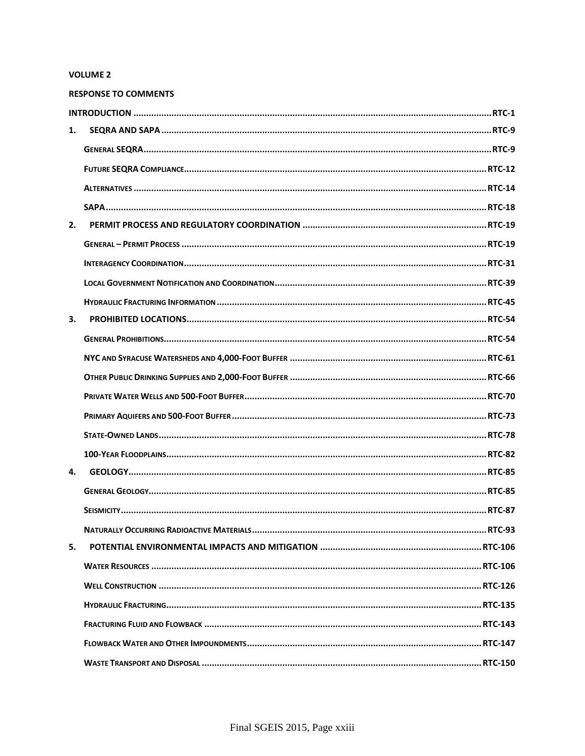**VOLUME 2**

**RESPONSE TO COMMENTS**

| | |
|---|---|
| **INTRODUCTION** | **RTC-1** |
| **1. SEQRA AND SAPA** | **RTC-9** |
| **GENERAL SEQRA** | **RTC-9** |
| **FUTURE SEQRA COMPLIANCE** | **RTC-12** |
| **ALTERNATIVES** | **RTC-14** |
| **SAPA** | **RTC-18** |
| **2. PERMIT PROCESS AND REGULATORY COORDINATION** | **RTC-19** |
| **GENERAL – PERMIT PROCESS** | **RTC-19** |
| **INTERAGENCY COORDINATION** | **RTC-31** |
| **LOCAL GOVERNMENT NOTIFICATION AND COORDINATION** | **RTC-39** |
| **HYDRAULIC FRACTURING INFORMATION** | **RTC-45** |
| **3. PROHIBITED LOCATIONS** | **RTC-54** |
| **GENERAL PROHIBITIONS** | **RTC-54** |
| **NYC AND SYRACUSE WATERSHEDS AND 4,000-FOOT BUFFER** | **RTC-61** |
| **OTHER PUBLIC DRINKING SUPPLIES AND 2,000-FOOT BUFFER** | **RTC-66** |
| **PRIVATE WATER WELLS AND 500-FOOT BUFFER** | **RTC-70** |
| **PRIMARY AQUIFERS AND 500-FOOT BUFFER** | **RTC-73** |
| **STATE-OWNED LANDS** | **RTC-78** |
| **100-YEAR FLOODPLAINS** | **RTC-82** |
| **4. GEOLOGY** | **RTC-85** |
| **GENERAL GEOLOGY** | **RTC-85** |
| **SEISMICITY** | **RTC-87** |
| **NATURALLY OCCURRING RADIOACTIVE MATERIALS** | **RTC-93** |
| **5. POTENTIAL ENVIRONMENTAL IMPACTS AND MITIGATION** | **RTC-106** |
| **WATER RESOURCES** | **RTC-106** |
| **WELL CONSTRUCTION** | **RTC-126** |
| **HYDRAULIC FRACTURING** | **RTC-135** |
| **FRACTURING FLUID AND FLOWBACK** | **RTC-143** |
| **FLOWBACK WATER AND OTHER IMPOUNDMENTS** | **RTC-147** |
| **WASTE TRANSPORT AND DISPOSAL** | **RTC-150** |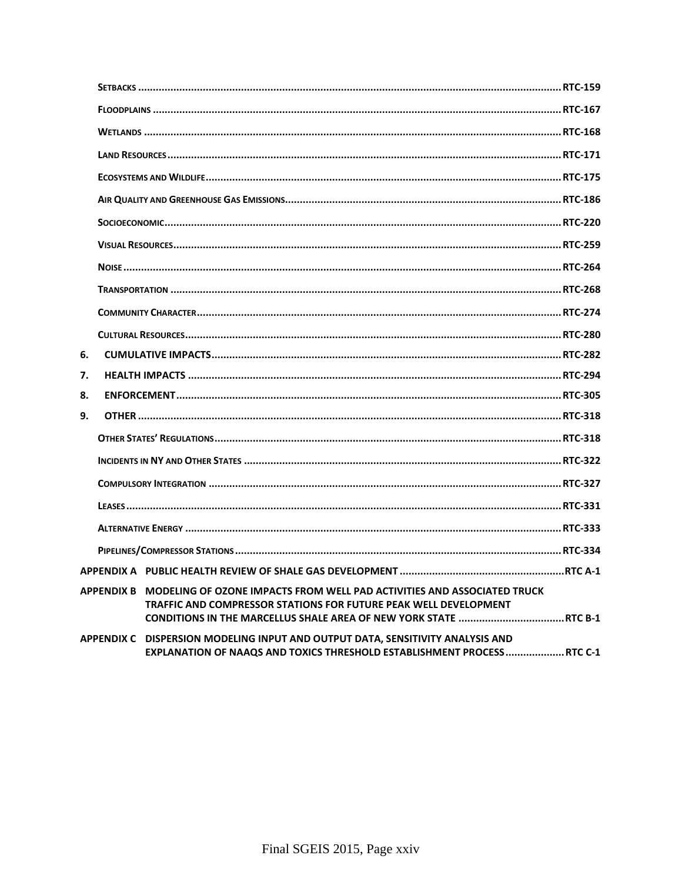SETBACKS .............................................................................................................................................. RTC-159

FLOODPLAINS .......................................................................................................................................... RTC-167

WETLANDS ............................................................................................................................................. RTC-168

LAND RESOURCES ..................................................................................................................................... RTC-171

ECOSYSTEMS AND WILDLIFE ......................................................................................................................... RTC-175

AIR QUALITY AND GREENHOUSE GAS EMISSIONS ............................................................................................. RTC-186

SOCIOECONOMIC ...................................................................................................................................... RTC-220

VISUAL RESOURCES ................................................................................................................................... RTC-259

NOISE .................................................................................................................................................... RTC-264

TRANSPORTATION ..................................................................................................................................... RTC-268

COMMUNITY CHARACTER ............................................................................................................................ RTC-274

CULTURAL RESOURCES ............................................................................................................................... RTC-280

**6. CUMULATIVE IMPACTS ..................................................................................................................... RTC-282**

**7. HEALTH IMPACTS ............................................................................................................................. RTC-294**

**8. ENFORCEMENT ................................................................................................................................. RTC-305**

**9. OTHER .............................................................................................................................................. RTC-318**

OTHER STATES' REGULATIONS ..................................................................................................................... RTC-318

INCIDENTS IN NY AND OTHER STATES ........................................................................................................... RTC-322

COMPULSORY INTEGRATION ........................................................................................................................ RTC-327

LEASES ................................................................................................................................................... RTC-331

ALTERNATIVE ENERGY ............................................................................................................................... RTC-333

PIPELINES/COMPRESSOR STATIONS .............................................................................................................. RTC-334

**APPENDIX A PUBLIC HEALTH REVIEW OF SHALE GAS DEVELOPMENT ........................................................ RTC A-1**

**APPENDIX B MODELING OF OZONE IMPACTS FROM WELL PAD ACTIVITIES AND ASSOCIATED TRUCK TRAFFIC AND COMPRESSOR STATIONS FOR FUTURE PEAK WELL DEVELOPMENT CONDITIONS IN THE MARCELLUS SHALE AREA OF NEW YORK STATE .................................... RTC B-1**

**APPENDIX C DISPERSION MODELING INPUT AND OUTPUT DATA, SENSITIVITY ANALYSIS AND EXPLANATION OF NAAQS AND TOXICS THRESHOLD ESTABLISHMENT PROCESS .................... RTC C-1**